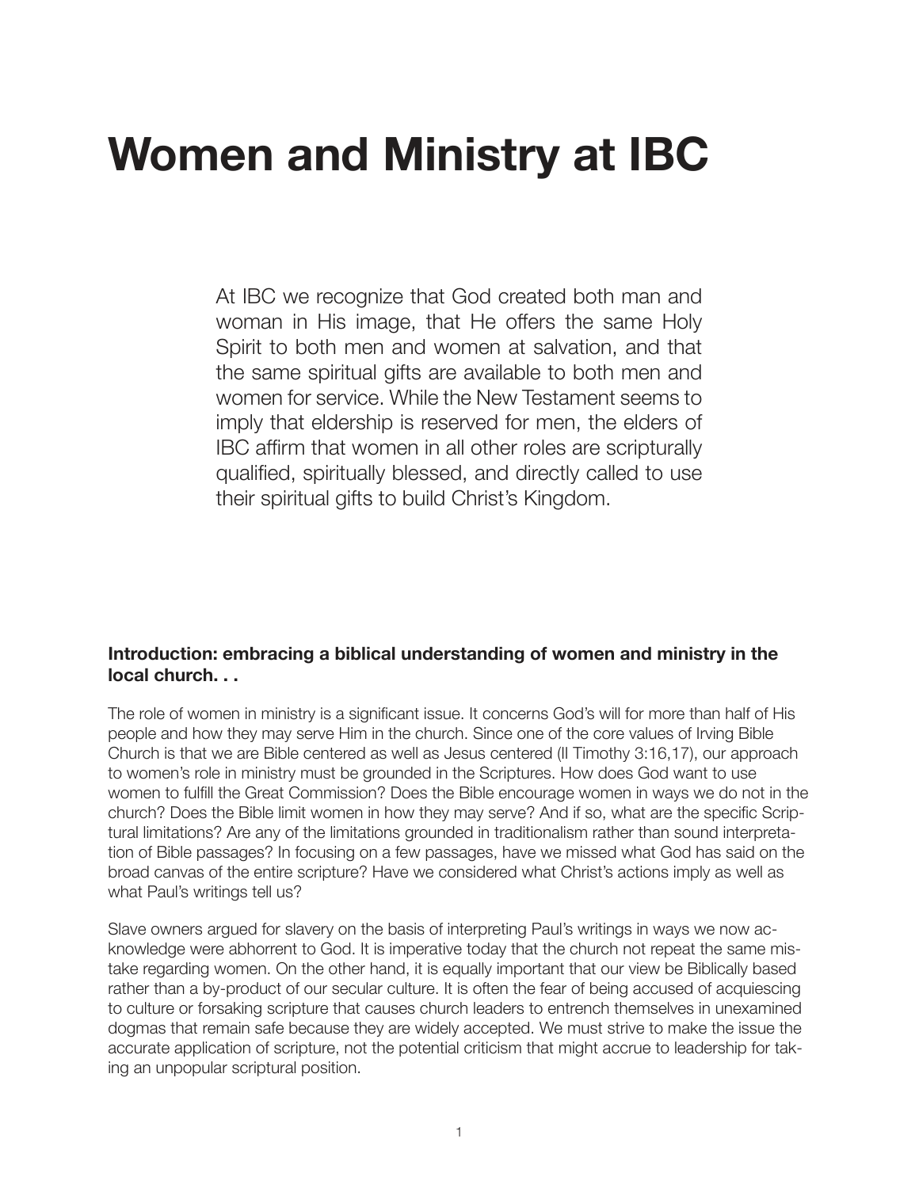# Women and Ministry at IBC

At IBC we recognize that God created both man and woman in His image, that He offers the same Holy Spirit to both men and women at salvation, and that the same spiritual gifts are available to both men and women for service. While the New Testament seems to imply that eldership is reserved for men, the elders of IBC affirm that women in all other roles are scripturally qualified, spiritually blessed, and directly called to use their spiritual gifts to build Christ's Kingdom.

### Introduction: embracing a biblical understanding of women and ministry in the local church. . .

The role of women in ministry is a significant issue. It concerns God's will for more than half of His people and how they may serve Him in the church. Since one of the core values of Irving Bible Church is that we are Bible centered as well as Jesus centered (II Timothy 3:16,17), our approach to women's role in ministry must be grounded in the Scriptures. How does God want to use women to fulfill the Great Commission? Does the Bible encourage women in ways we do not in the church? Does the Bible limit women in how they may serve? And if so, what are the specific Scriptural limitations? Are any of the limitations grounded in traditionalism rather than sound interpretation of Bible passages? In focusing on a few passages, have we missed what God has said on the broad canvas of the entire scripture? Have we considered what Christ's actions imply as well as what Paul's writings tell us?

Slave owners argued for slavery on the basis of interpreting Paul's writings in ways we now acknowledge were abhorrent to God. It is imperative today that the church not repeat the same mistake regarding women. On the other hand, it is equally important that our view be Biblically based rather than a by-product of our secular culture. It is often the fear of being accused of acquiescing to culture or forsaking scripture that causes church leaders to entrench themselves in unexamined dogmas that remain safe because they are widely accepted. We must strive to make the issue the accurate application of scripture, not the potential criticism that might accrue to leadership for taking an unpopular scriptural position.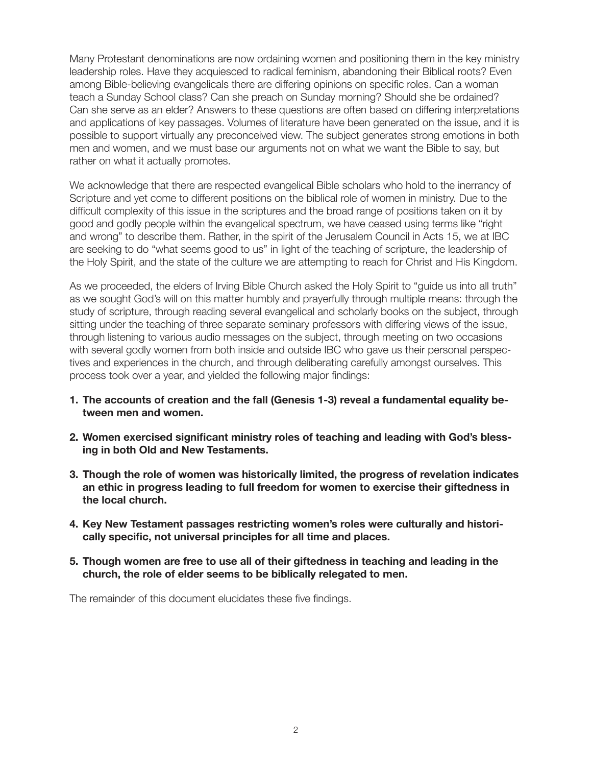Many Protestant denominations are now ordaining women and positioning them in the key ministry leadership roles. Have they acquiesced to radical feminism, abandoning their Biblical roots? Even among Bible-believing evangelicals there are differing opinions on specific roles. Can a woman teach a Sunday School class? Can she preach on Sunday morning? Should she be ordained? Can she serve as an elder? Answers to these questions are often based on differing interpretations and applications of key passages. Volumes of literature have been generated on the issue, and it is possible to support virtually any preconceived view. The subject generates strong emotions in both men and women, and we must base our arguments not on what we want the Bible to say, but rather on what it actually promotes.

We acknowledge that there are respected evangelical Bible scholars who hold to the inerrancy of Scripture and yet come to different positions on the biblical role of women in ministry. Due to the difficult complexity of this issue in the scriptures and the broad range of positions taken on it by good and godly people within the evangelical spectrum, we have ceased using terms like "right and wrong" to describe them. Rather, in the spirit of the Jerusalem Council in Acts 15, we at IBC are seeking to do "what seems good to us" in light of the teaching of scripture, the leadership of the Holy Spirit, and the state of the culture we are attempting to reach for Christ and His Kingdom.

As we proceeded, the elders of Irving Bible Church asked the Holy Spirit to "guide us into all truth" as we sought God's will on this matter humbly and prayerfully through multiple means: through the study of scripture, through reading several evangelical and scholarly books on the subject, through sitting under the teaching of three separate seminary professors with differing views of the issue, through listening to various audio messages on the subject, through meeting on two occasions with several godly women from both inside and outside IBC who gave us their personal perspectives and experiences in the church, and through deliberating carefully amongst ourselves. This process took over a year, and yielded the following major findings:

1. **The accounts of creation and the fall (Genesis 1-3) reveal a fundamental equality between men and women.**

2. **Women exercised significant ministry roles of teaching and leading with God's blessing in both Old and New Testaments.**

3. **Though the role of women was historically limited, the progress of revelation indicates an ethic in progress leading to full freedom for women to exercise their giftedness in the local church.**

4. **Key New Testament passages restricting women's roles were culturally and historically specific, not universal principles for all time and places.**

5. **Though women are free to use all of their giftedness in teaching and leading in the church, the role of elder seems to be biblically relegated to men.**

The remainder of this document elucidates these five findings.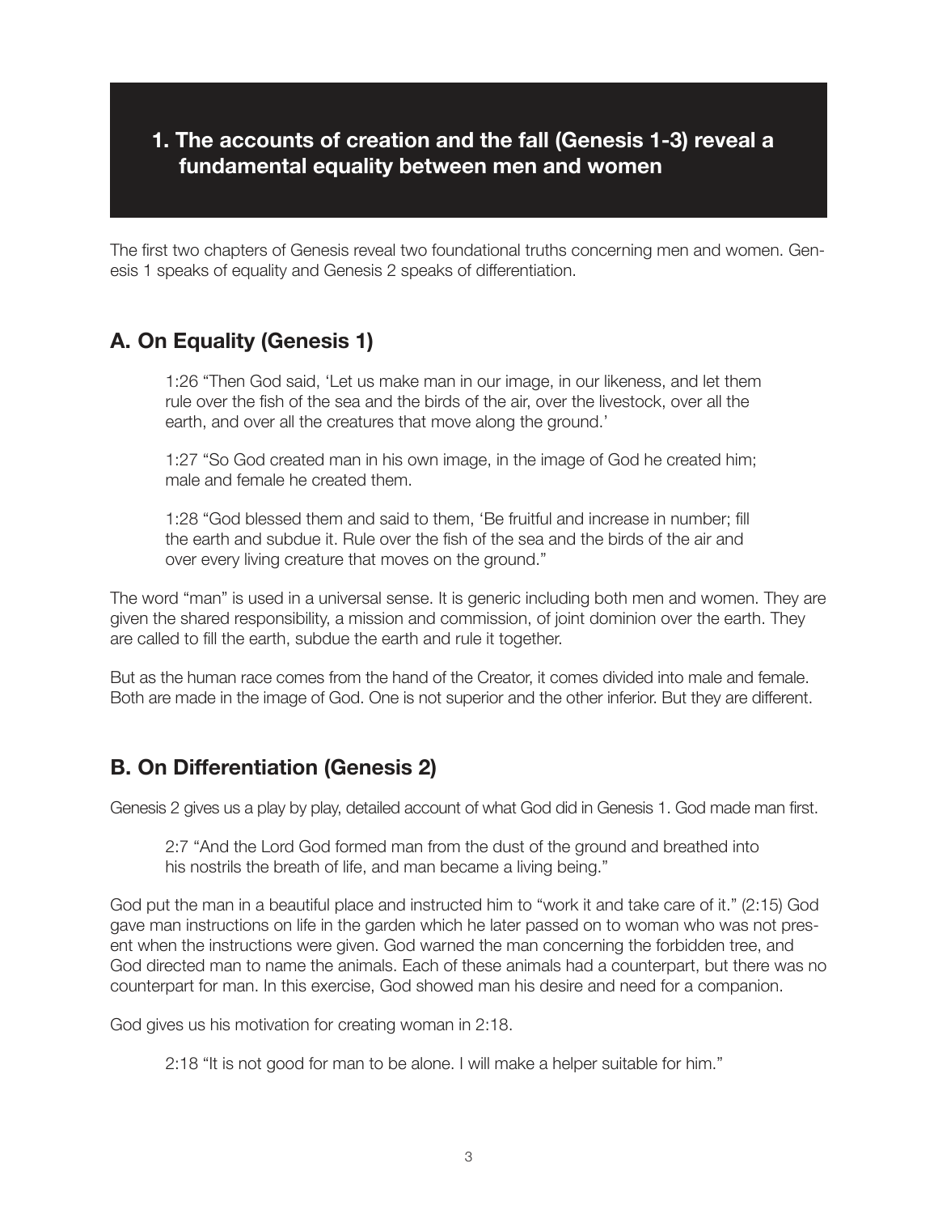## 1. The accounts of creation and the fall (Genesis 1-3) reveal a fundamental equality between men and women

The first two chapters of Genesis reveal two foundational truths concerning men and women. Genesis 1 speaks of equality and Genesis 2 speaks of differentiation.

### A. On Equality (Genesis 1)

> 1:26 "Then God said, 'Let us make man in our image, in our likeness, and let them rule over the fish of the sea and the birds of the air, over the livestock, over all the earth, and over all the creatures that move along the ground.'
>
> 1:27 "So God created man in his own image, in the image of God he created him; male and female he created them.
>
> 1:28 "God blessed them and said to them, 'Be fruitful and increase in number; fill the earth and subdue it. Rule over the fish of the sea and the birds of the air and over every living creature that moves on the ground."

The word "man" is used in a universal sense. It is generic including both men and women. They are given the shared responsibility, a mission and commission, of joint dominion over the earth. They are called to fill the earth, subdue the earth and rule it together.

But as the human race comes from the hand of the Creator, it comes divided into male and female. Both are made in the image of God. One is not superior and the other inferior. But they are different.

### B. On Differentiation (Genesis 2)

Genesis 2 gives us a play by play, detailed account of what God did in Genesis 1. God made man first.

> 2:7 "And the Lord God formed man from the dust of the ground and breathed into his nostrils the breath of life, and man became a living being."

God put the man in a beautiful place and instructed him to "work it and take care of it." (2:15) God gave man instructions on life in the garden which he later passed on to woman who was not present when the instructions were given. God warned the man concerning the forbidden tree, and God directed man to name the animals. Each of these animals had a counterpart, but there was no counterpart for man. In this exercise, God showed man his desire and need for a companion.

God gives us his motivation for creating woman in 2:18.

> 2:18 "It is not good for man to be alone. I will make a helper suitable for him."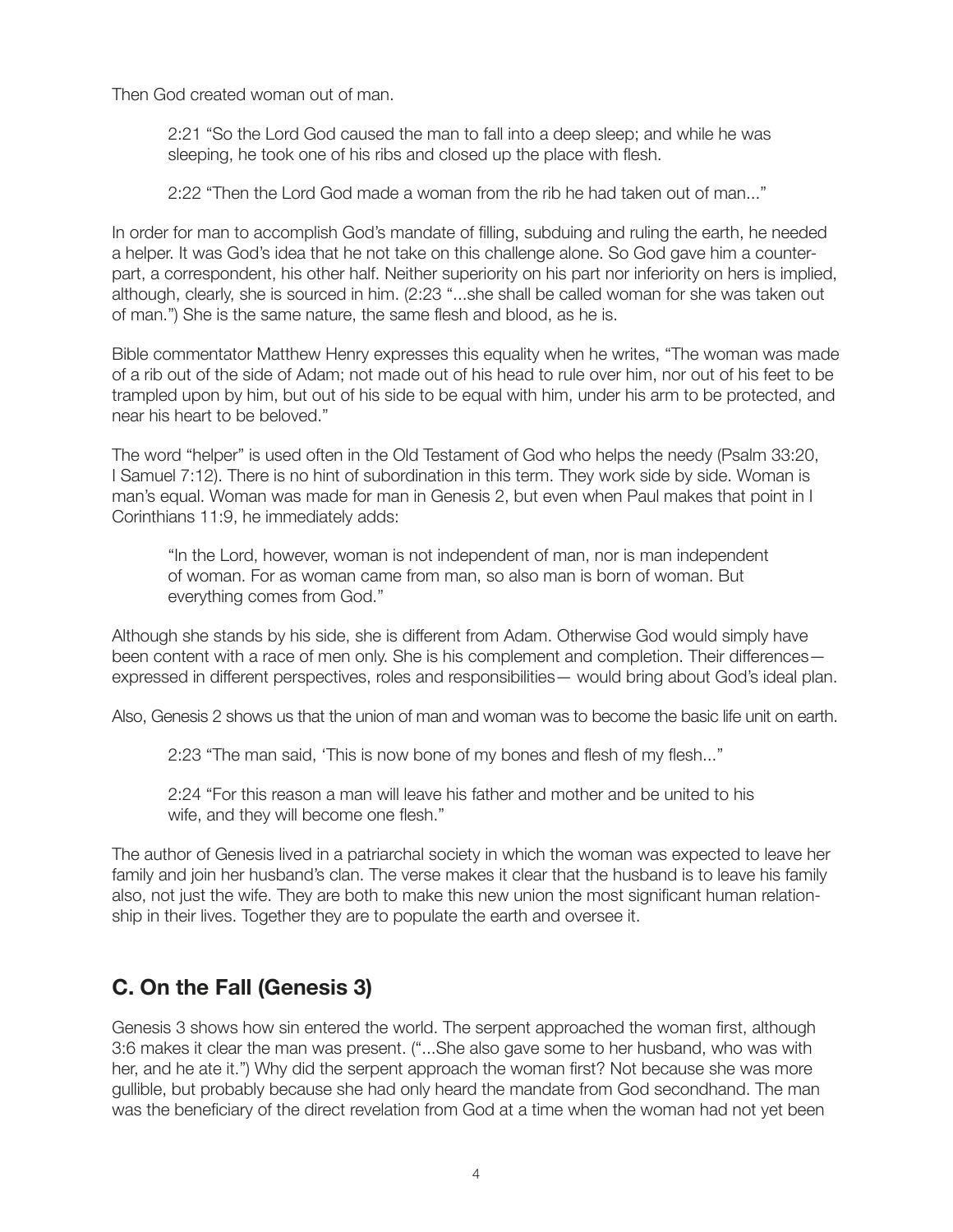Then God created woman out of man.

> 2:21 "So the Lord God caused the man to fall into a deep sleep; and while he was sleeping, he took one of his ribs and closed up the place with flesh.
>
> 2:22 "Then the Lord God made a woman from the rib he had taken out of man..."

In order for man to accomplish God's mandate of filling, subduing and ruling the earth, he needed a helper. It was God's idea that he not take on this challenge alone. So God gave him a counterpart, a correspondent, his other half. Neither superiority on his part nor inferiority on hers is implied, although, clearly, she is sourced in him. (2:23 "...she shall be called woman for she was taken out of man.") She is the same nature, the same flesh and blood, as he is.

Bible commentator Matthew Henry expresses this equality when he writes, "The woman was made of a rib out of the side of Adam; not made out of his head to rule over him, nor out of his feet to be trampled upon by him, but out of his side to be equal with him, under his arm to be protected, and near his heart to be beloved."

The word "helper" is used often in the Old Testament of God who helps the needy (Psalm 33:20, I Samuel 7:12). There is no hint of subordination in this term. They work side by side. Woman is man's equal. Woman was made for man in Genesis 2, but even when Paul makes that point in I Corinthians 11:9, he immediately adds:

> "In the Lord, however, woman is not independent of man, nor is man independent of woman. For as woman came from man, so also man is born of woman. But everything comes from God."

Although she stands by his side, she is different from Adam. Otherwise God would simply have been content with a race of men only. She is his complement and completion. Their differences—expressed in different perspectives, roles and responsibilities— would bring about God's ideal plan.

Also, Genesis 2 shows us that the union of man and woman was to become the basic life unit on earth.

> 2:23 "The man said, 'This is now bone of my bones and flesh of my flesh..."
>
> 2:24 "For this reason a man will leave his father and mother and be united to his wife, and they will become one flesh."

The author of Genesis lived in a patriarchal society in which the woman was expected to leave her family and join her husband's clan. The verse makes it clear that the husband is to leave his family also, not just the wife. They are both to make this new union the most significant human relationship in their lives. Together they are to populate the earth and oversee it.

## C. On the Fall (Genesis 3)

Genesis 3 shows how sin entered the world. The serpent approached the woman first, although 3:6 makes it clear the man was present. ("...She also gave some to her husband, who was with her, and he ate it.") Why did the serpent approach the woman first? Not because she was more gullible, but probably because she had only heard the mandate from God secondhand. The man was the beneficiary of the direct revelation from God at a time when the woman had not yet been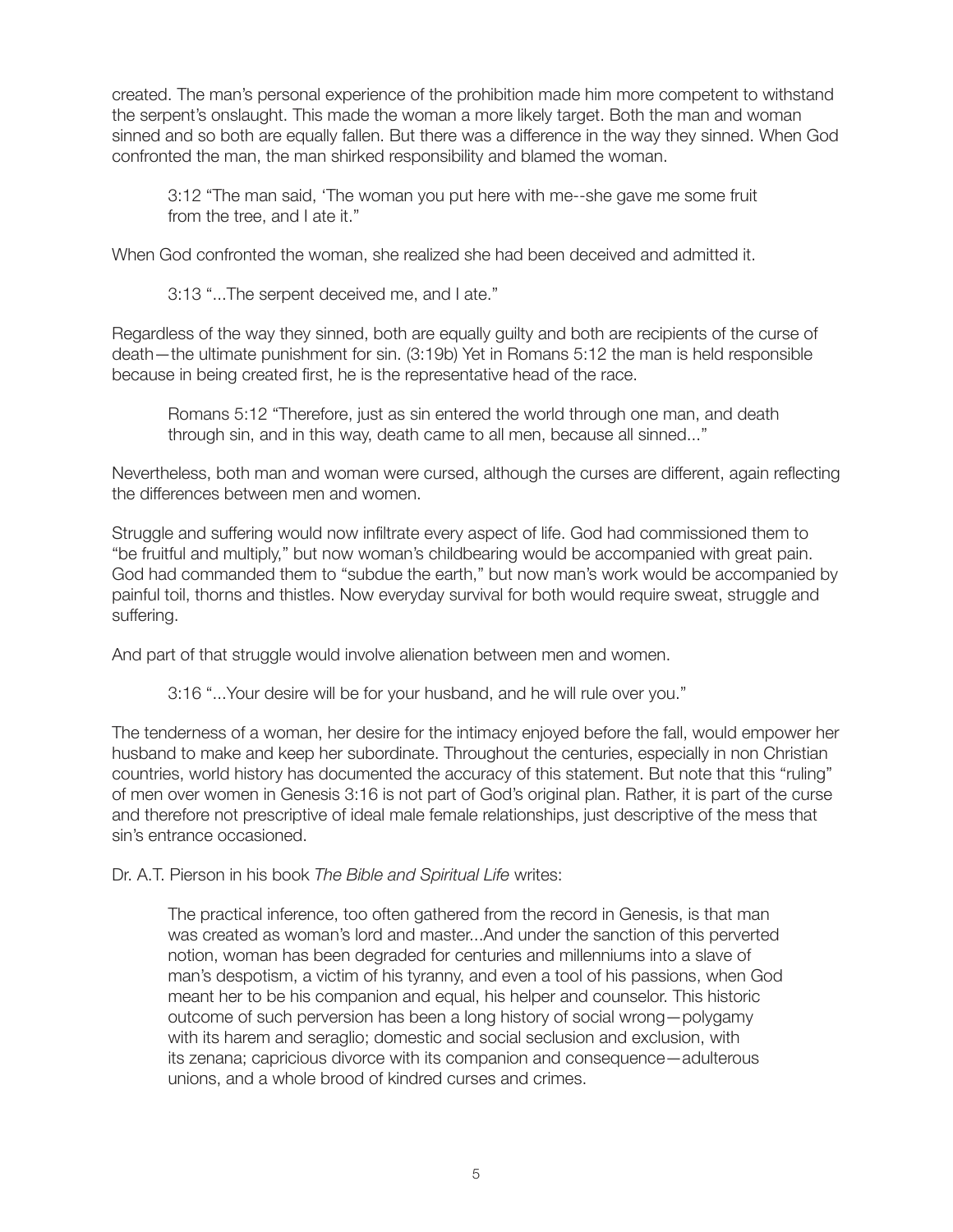created. The man's personal experience of the prohibition made him more competent to withstand the serpent's onslaught. This made the woman a more likely target. Both the man and woman sinned and so both are equally fallen. But there was a difference in the way they sinned. When God confronted the man, the man shirked responsibility and blamed the woman.

> 3:12 "The man said, 'The woman you put here with me--she gave me some fruit from the tree, and I ate it."

When God confronted the woman, she realized she had been deceived and admitted it.

> 3:13 "...The serpent deceived me, and I ate."

Regardless of the way they sinned, both are equally guilty and both are recipients of the curse of death—the ultimate punishment for sin. (3:19b) Yet in Romans 5:12 the man is held responsible because in being created first, he is the representative head of the race.

> Romans 5:12 "Therefore, just as sin entered the world through one man, and death through sin, and in this way, death came to all men, because all sinned..."

Nevertheless, both man and woman were cursed, although the curses are different, again reflecting the differences between men and women.

Struggle and suffering would now infiltrate every aspect of life. God had commissioned them to "be fruitful and multiply," but now woman's childbearing would be accompanied with great pain. God had commanded them to "subdue the earth," but now man's work would be accompanied by painful toil, thorns and thistles. Now everyday survival for both would require sweat, struggle and suffering.

And part of that struggle would involve alienation between men and women.

> 3:16 "...Your desire will be for your husband, and he will rule over you."

The tenderness of a woman, her desire for the intimacy enjoyed before the fall, would empower her husband to make and keep her subordinate. Throughout the centuries, especially in non Christian countries, world history has documented the accuracy of this statement. But note that this "ruling" of men over women in Genesis 3:16 is not part of God's original plan. Rather, it is part of the curse and therefore not prescriptive of ideal male female relationships, just descriptive of the mess that sin's entrance occasioned.

Dr. A.T. Pierson in his book *The Bible and Spiritual Life* writes:

> The practical inference, too often gathered from the record in Genesis, is that man was created as woman's lord and master...And under the sanction of this perverted notion, woman has been degraded for centuries and millenniums into a slave of man's despotism, a victim of his tyranny, and even a tool of his passions, when God meant her to be his companion and equal, his helper and counselor. This historic outcome of such perversion has been a long history of social wrong—polygamy with its harem and seraglio; domestic and social seclusion and exclusion, with its zenana; capricious divorce with its companion and consequence—adulterous unions, and a whole brood of kindred curses and crimes.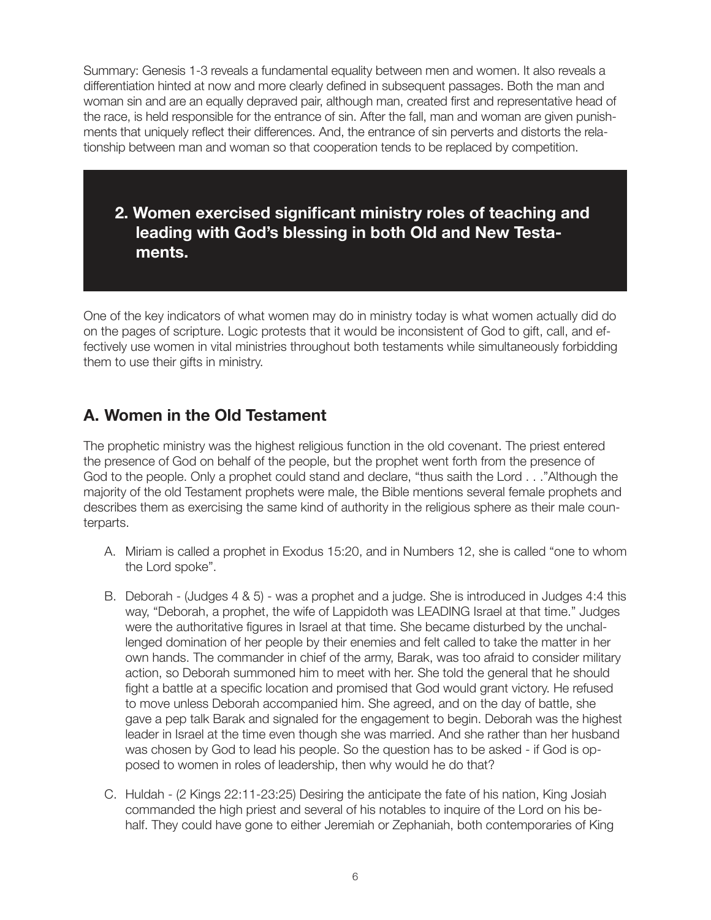Summary: Genesis 1-3 reveals a fundamental equality between men and women. It also reveals a differentiation hinted at now and more clearly defined in subsequent passages. Both the man and woman sin and are an equally depraved pair, although man, created first and representative head of the race, is held responsible for the entrance of sin. After the fall, man and woman are given punishments that uniquely reflect their differences. And, the entrance of sin perverts and distorts the relationship between man and woman so that cooperation tends to be replaced by competition.

## 2. Women exercised significant ministry roles of teaching and leading with God's blessing in both Old and New Testaments.

One of the key indicators of what women may do in ministry today is what women actually did do on the pages of scripture. Logic protests that it would be inconsistent of God to gift, call, and effectively use women in vital ministries throughout both testaments while simultaneously forbidding them to use their gifts in ministry.

### A. Women in the Old Testament

The prophetic ministry was the highest religious function in the old covenant. The priest entered the presence of God on behalf of the people, but the prophet went forth from the presence of God to the people. Only a prophet could stand and declare, "thus saith the Lord . . ."Although the majority of the old Testament prophets were male, the Bible mentions several female prophets and describes them as exercising the same kind of authority in the religious sphere as their male counterparts.

A. Miriam is called a prophet in Exodus 15:20, and in Numbers 12, she is called "one to whom the Lord spoke".

B. Deborah - (Judges 4 & 5) - was a prophet and a judge. She is introduced in Judges 4:4 this way, "Deborah, a prophet, the wife of Lappidoth was LEADING Israel at that time." Judges were the authoritative figures in Israel at that time. She became disturbed by the unchallenged domination of her people by their enemies and felt called to take the matter in her own hands. The commander in chief of the army, Barak, was too afraid to consider military action, so Deborah summoned him to meet with her. She told the general that he should fight a battle at a specific location and promised that God would grant victory. He refused to move unless Deborah accompanied him. She agreed, and on the day of battle, she gave a pep talk Barak and signaled for the engagement to begin. Deborah was the highest leader in Israel at the time even though she was married. And she rather than her husband was chosen by God to lead his people. So the question has to be asked - if God is opposed to women in roles of leadership, then why would he do that?

C. Huldah - (2 Kings 22:11-23:25) Desiring the anticipate the fate of his nation, King Josiah commanded the high priest and several of his notables to inquire of the Lord on his behalf. They could have gone to either Jeremiah or Zephaniah, both contemporaries of King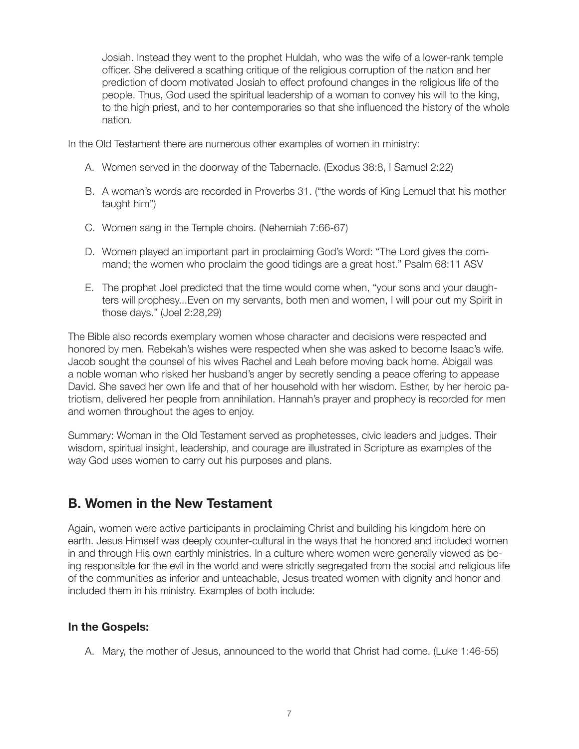Josiah. Instead they went to the prophet Huldah, who was the wife of a lower-rank temple officer. She delivered a scathing critique of the religious corruption of the nation and her prediction of doom motivated Josiah to effect profound changes in the religious life of the people. Thus, God used the spiritual leadership of a woman to convey his will to the king, to the high priest, and to her contemporaries so that she influenced the history of the whole nation.

In the Old Testament there are numerous other examples of women in ministry:

A. Women served in the doorway of the Tabernacle. (Exodus 38:8, I Samuel 2:22)

B. A woman's words are recorded in Proverbs 31. ("the words of King Lemuel that his mother taught him")

C. Women sang in the Temple choirs. (Nehemiah 7:66-67)

D. Women played an important part in proclaiming God's Word: "The Lord gives the command; the women who proclaim the good tidings are a great host." Psalm 68:11 ASV

E. The prophet Joel predicted that the time would come when, "your sons and your daughters will prophesy...Even on my servants, both men and women, I will pour out my Spirit in those days." (Joel 2:28,29)

The Bible also records exemplary women whose character and decisions were respected and honored by men. Rebekah's wishes were respected when she was asked to become Isaac's wife. Jacob sought the counsel of his wives Rachel and Leah before moving back home. Abigail was a noble woman who risked her husband's anger by secretly sending a peace offering to appease David. She saved her own life and that of her household with her wisdom. Esther, by her heroic patriotism, delivered her people from annihilation. Hannah's prayer and prophecy is recorded for men and women throughout the ages to enjoy.

Summary: Woman in the Old Testament served as prophetesses, civic leaders and judges. Their wisdom, spiritual insight, leadership, and courage are illustrated in Scripture as examples of the way God uses women to carry out his purposes and plans.

## B. Women in the New Testament

Again, women were active participants in proclaiming Christ and building his kingdom here on earth. Jesus Himself was deeply counter-cultural in the ways that he honored and included women in and through His own earthly ministries. In a culture where women were generally viewed as being responsible for the evil in the world and were strictly segregated from the social and religious life of the communities as inferior and unteachable, Jesus treated women with dignity and honor and included them in his ministry. Examples of both include:

### In the Gospels:

A. Mary, the mother of Jesus, announced to the world that Christ had come. (Luke 1:46-55)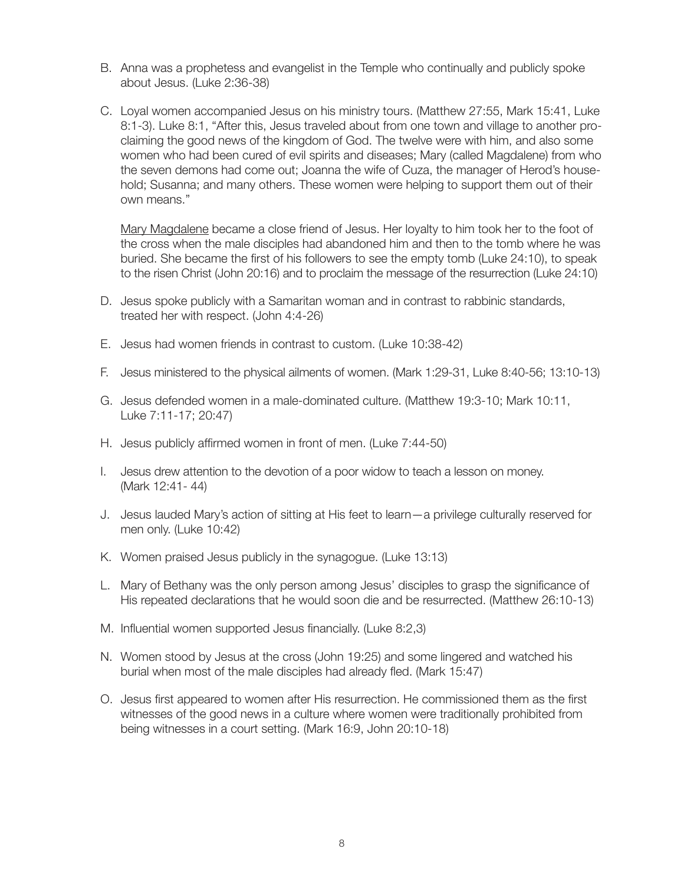B. Anna was a prophetess and evangelist in the Temple who continually and publicly spoke about Jesus. (Luke 2:36-38)

C. Loyal women accompanied Jesus on his ministry tours. (Matthew 27:55, Mark 15:41, Luke 8:1-3). Luke 8:1, "After this, Jesus traveled about from one town and village to another proclaiming the good news of the kingdom of God. The twelve were with him, and also some women who had been cured of evil spirits and diseases; Mary (called Magdalene) from who the seven demons had come out; Joanna the wife of Cuza, the manager of Herod's household; Susanna; and many others. These women were helping to support them out of their own means."

   <u>Mary Magdalene</u> became a close friend of Jesus. Her loyalty to him took her to the foot of the cross when the male disciples had abandoned him and then to the tomb where he was buried. She became the first of his followers to see the empty tomb (Luke 24:10), to speak to the risen Christ (John 20:16) and to proclaim the message of the resurrection (Luke 24:10)

D. Jesus spoke publicly with a Samaritan woman and in contrast to rabbinic standards, treated her with respect. (John 4:4-26)

E. Jesus had women friends in contrast to custom. (Luke 10:38-42)

F. Jesus ministered to the physical ailments of women. (Mark 1:29-31, Luke 8:40-56; 13:10-13)

G. Jesus defended women in a male-dominated culture. (Matthew 19:3-10; Mark 10:11, Luke 7:11-17; 20:47)

H. Jesus publicly affirmed women in front of men. (Luke 7:44-50)

I. Jesus drew attention to the devotion of a poor widow to teach a lesson on money. (Mark 12:41- 44)

J. Jesus lauded Mary's action of sitting at His feet to learn—a privilege culturally reserved for men only. (Luke 10:42)

K. Women praised Jesus publicly in the synagogue. (Luke 13:13)

L. Mary of Bethany was the only person among Jesus' disciples to grasp the significance of His repeated declarations that he would soon die and be resurrected. (Matthew 26:10-13)

M. Influential women supported Jesus financially. (Luke 8:2,3)

N. Women stood by Jesus at the cross (John 19:25) and some lingered and watched his burial when most of the male disciples had already fled. (Mark 15:47)

O. Jesus first appeared to women after His resurrection. He commissioned them as the first witnesses of the good news in a culture where women were traditionally prohibited from being witnesses in a court setting. (Mark 16:9, John 20:10-18)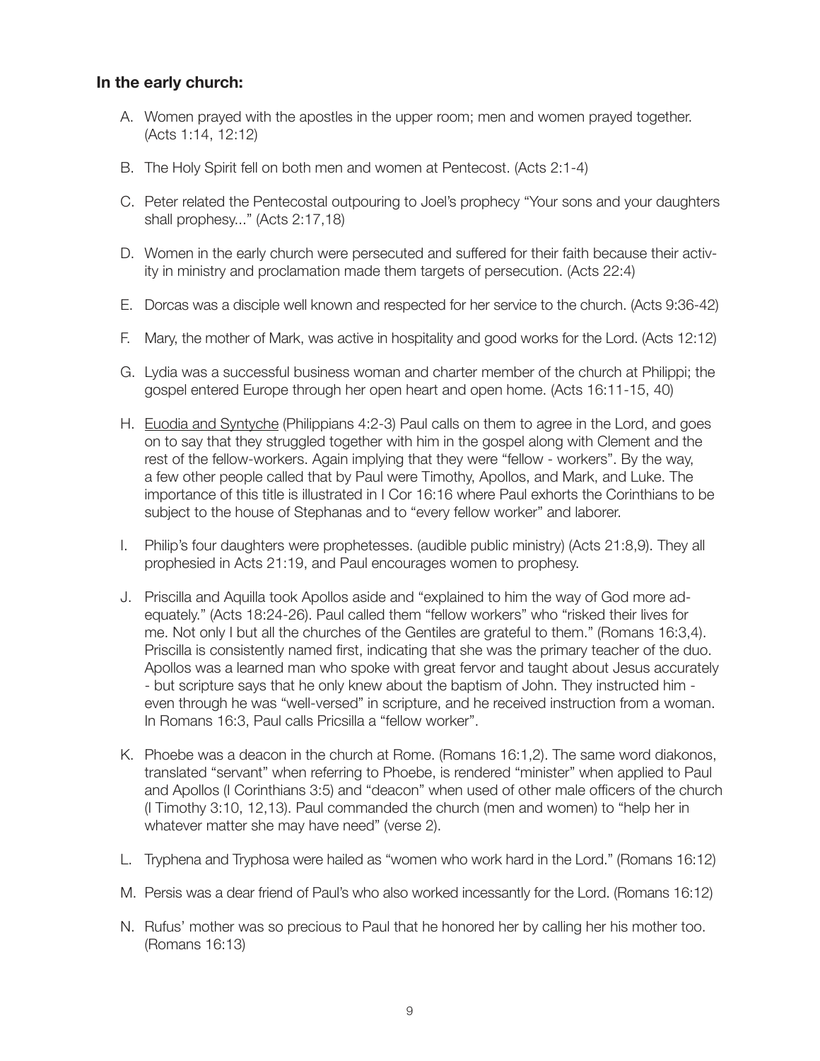### In the early church:

A. Women prayed with the apostles in the upper room; men and women prayed together. (Acts 1:14, 12:12)

B. The Holy Spirit fell on both men and women at Pentecost. (Acts 2:1-4)

C. Peter related the Pentecostal outpouring to Joel's prophecy "Your sons and your daughters shall prophesy..." (Acts 2:17,18)

D. Women in the early church were persecuted and suffered for their faith because their activity in ministry and proclamation made them targets of persecution. (Acts 22:4)

E. Dorcas was a disciple well known and respected for her service to the church. (Acts 9:36-42)

F. Mary, the mother of Mark, was active in hospitality and good works for the Lord. (Acts 12:12)

G. Lydia was a successful business woman and charter member of the church at Philippi; the gospel entered Europe through her open heart and open home. (Acts 16:11-15, 40)

H. <u>Euodia and Syntyche</u> (Philippians 4:2-3) Paul calls on them to agree in the Lord, and goes on to say that they struggled together with him in the gospel along with Clement and the rest of the fellow-workers. Again implying that they were "fellow - workers". By the way, a few other people called that by Paul were Timothy, Apollos, and Mark, and Luke. The importance of this title is illustrated in I Cor 16:16 where Paul exhorts the Corinthians to be subject to the house of Stephanas and to "every fellow worker" and laborer.

I. Philip's four daughters were prophetesses. (audible public ministry) (Acts 21:8,9). They all prophesied in Acts 21:19, and Paul encourages women to prophesy.

J. Priscilla and Aquilla took Apollos aside and "explained to him the way of God more adequately." (Acts 18:24-26). Paul called them "fellow workers" who "risked their lives for me. Not only I but all the churches of the Gentiles are grateful to them." (Romans 16:3,4). Priscilla is consistently named first, indicating that she was the primary teacher of the duo. Apollos was a learned man who spoke with great fervor and taught about Jesus accurately - but scripture says that he only knew about the baptism of John. They instructed him - even through he was "well-versed" in scripture, and he received instruction from a woman. In Romans 16:3, Paul calls Pricsilla a "fellow worker".

K. Phoebe was a deacon in the church at Rome. (Romans 16:1,2). The same word diakonos, translated "servant" when referring to Phoebe, is rendered "minister" when applied to Paul and Apollos (I Corinthians 3:5) and "deacon" when used of other male officers of the church (I Timothy 3:10, 12,13). Paul commanded the church (men and women) to "help her in whatever matter she may have need" (verse 2).

L. Tryphena and Tryphosa were hailed as "women who work hard in the Lord." (Romans 16:12)

M. Persis was a dear friend of Paul's who also worked incessantly for the Lord. (Romans 16:12)

N. Rufus' mother was so precious to Paul that he honored her by calling her his mother too. (Romans 16:13)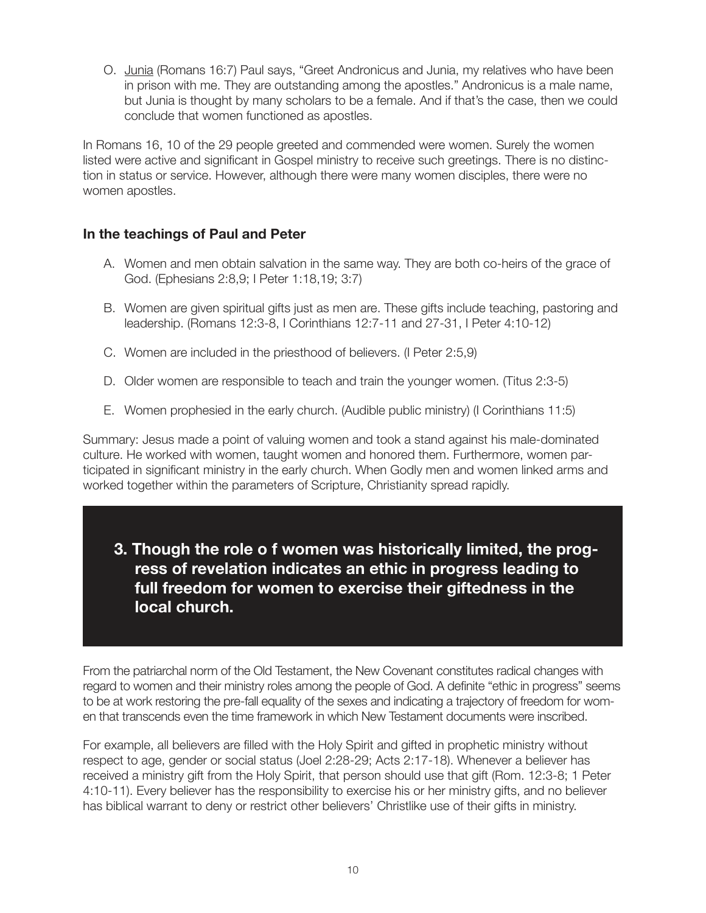O. <u>Junia</u> (Romans 16:7) Paul says, "Greet Andronicus and Junia, my relatives who have been in prison with me. They are outstanding among the apostles." Andronicus is a male name, but Junia is thought by many scholars to be a female. And if that's the case, then we could conclude that women functioned as apostles.

In Romans 16, 10 of the 29 people greeted and commended were women. Surely the women listed were active and significant in Gospel ministry to receive such greetings. There is no distinction in status or service. However, although there were many women disciples, there were no women apostles.

### In the teachings of Paul and Peter

A. Women and men obtain salvation in the same way. They are both co-heirs of the grace of God. (Ephesians 2:8,9; I Peter 1:18,19; 3:7)

B. Women are given spiritual gifts just as men are. These gifts include teaching, pastoring and leadership. (Romans 12:3-8, I Corinthians 12:7-11 and 27-31, I Peter 4:10-12)

C. Women are included in the priesthood of believers. (I Peter 2:5,9)

D. Older women are responsible to teach and train the younger women. (Titus 2:3-5)

E. Women prophesied in the early church. (Audible public ministry) (I Corinthians 11:5)

Summary: Jesus made a point of valuing women and took a stand against his male-dominated culture. He worked with women, taught women and honored them. Furthermore, women participated in significant ministry in the early church. When Godly men and women linked arms and worked together within the parameters of Scripture, Christianity spread rapidly.

## 3. Though the role o f women was historically limited, the progress of revelation indicates an ethic in progress leading to full freedom for women to exercise their giftedness in the local church.

From the patriarchal norm of the Old Testament, the New Covenant constitutes radical changes with regard to women and their ministry roles among the people of God. A definite "ethic in progress" seems to be at work restoring the pre-fall equality of the sexes and indicating a trajectory of freedom for women that transcends even the time framework in which New Testament documents were inscribed.

For example, all believers are filled with the Holy Spirit and gifted in prophetic ministry without respect to age, gender or social status (Joel 2:28-29; Acts 2:17-18). Whenever a believer has received a ministry gift from the Holy Spirit, that person should use that gift (Rom. 12:3-8; 1 Peter 4:10-11). Every believer has the responsibility to exercise his or her ministry gifts, and no believer has biblical warrant to deny or restrict other believers' Christlike use of their gifts in ministry.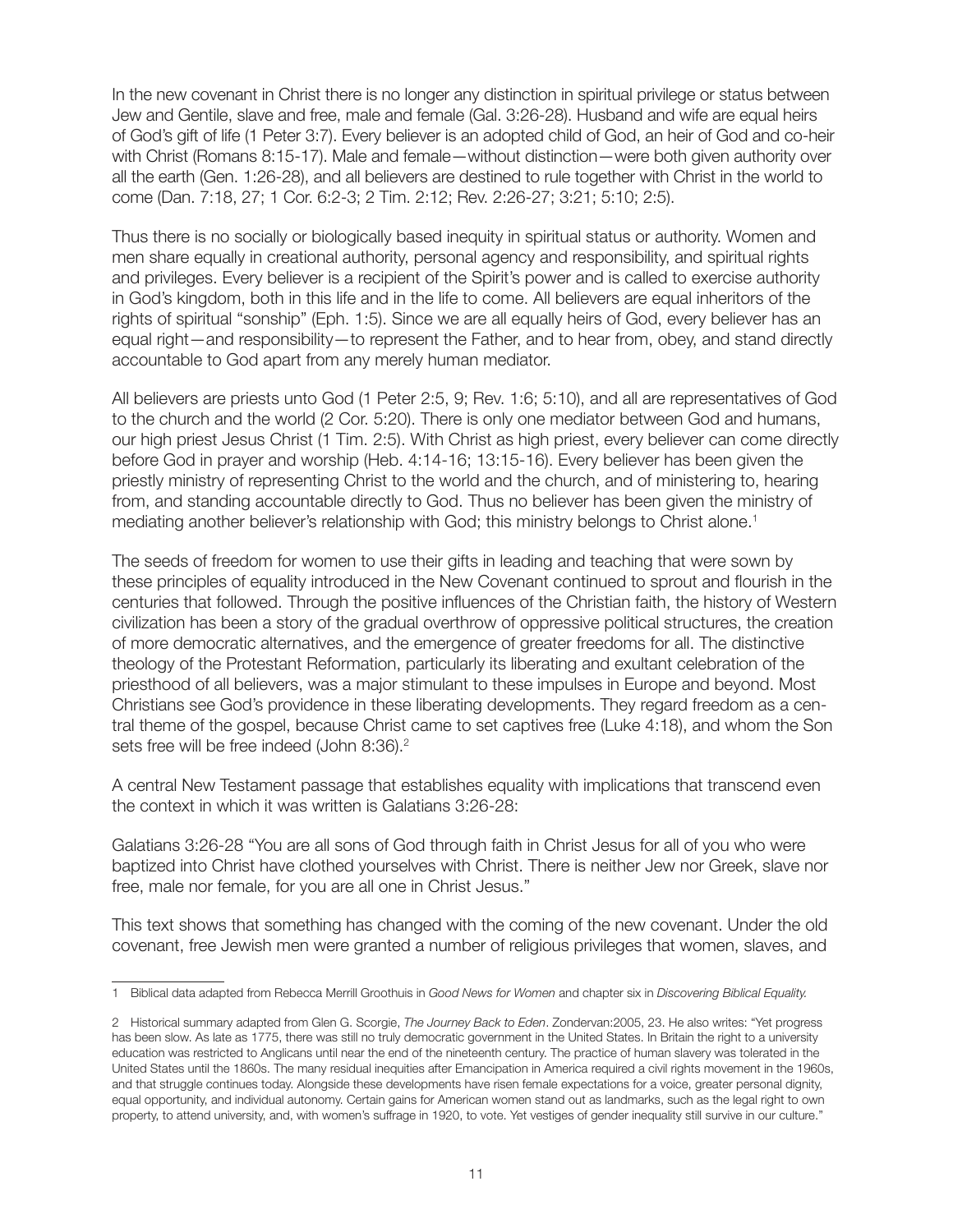In the new covenant in Christ there is no longer any distinction in spiritual privilege or status between Jew and Gentile, slave and free, male and female (Gal. 3:26-28). Husband and wife are equal heirs of God's gift of life (1 Peter 3:7). Every believer is an adopted child of God, an heir of God and co-heir with Christ (Romans 8:15-17). Male and female—without distinction—were both given authority over all the earth (Gen. 1:26-28), and all believers are destined to rule together with Christ in the world to come (Dan. 7:18, 27; 1 Cor. 6:2-3; 2 Tim. 2:12; Rev. 2:26-27; 3:21; 5:10; 2:5).

Thus there is no socially or biologically based inequity in spiritual status or authority. Women and men share equally in creational authority, personal agency and responsibility, and spiritual rights and privileges. Every believer is a recipient of the Spirit's power and is called to exercise authority in God's kingdom, both in this life and in the life to come. All believers are equal inheritors of the rights of spiritual "sonship" (Eph. 1:5). Since we are all equally heirs of God, every believer has an equal right—and responsibility—to represent the Father, and to hear from, obey, and stand directly accountable to God apart from any merely human mediator.

All believers are priests unto God (1 Peter 2:5, 9; Rev. 1:6; 5:10), and all are representatives of God to the church and the world (2 Cor. 5:20). There is only one mediator between God and humans, our high priest Jesus Christ (1 Tim. 2:5). With Christ as high priest, every believer can come directly before God in prayer and worship (Heb. 4:14-16; 13:15-16). Every believer has been given the priestly ministry of representing Christ to the world and the church, and of ministering to, hearing from, and standing accountable directly to God. Thus no believer has been given the ministry of mediating another believer's relationship with God; this ministry belongs to Christ alone.[1]

The seeds of freedom for women to use their gifts in leading and teaching that were sown by these principles of equality introduced in the New Covenant continued to sprout and flourish in the centuries that followed. Through the positive influences of the Christian faith, the history of Western civilization has been a story of the gradual overthrow of oppressive political structures, the creation of more democratic alternatives, and the emergence of greater freedoms for all. The distinctive theology of the Protestant Reformation, particularly its liberating and exultant celebration of the priesthood of all believers, was a major stimulant to these impulses in Europe and beyond. Most Christians see God's providence in these liberating developments. They regard freedom as a central theme of the gospel, because Christ came to set captives free (Luke 4:18), and whom the Son sets free will be free indeed (John 8:36).[2]

A central New Testament passage that establishes equality with implications that transcend even the context in which it was written is Galatians 3:26-28:

Galatians 3:26-28 "You are all sons of God through faith in Christ Jesus for all of you who were baptized into Christ have clothed yourselves with Christ. There is neither Jew nor Greek, slave nor free, male nor female, for you are all one in Christ Jesus."

This text shows that something has changed with the coming of the new covenant. Under the old covenant, free Jewish men were granted a number of religious privileges that women, slaves, and

---

1 Biblical data adapted from Rebecca Merrill Groothuis in *Good News for Women* and chapter six in *Discovering Biblical Equality.*

2 Historical summary adapted from Glen G. Scorgie, *The Journey Back to Eden*. Zondervan:2005, 23. He also writes: "Yet progress has been slow. As late as 1775, there was still no truly democratic government in the United States. In Britain the right to a university education was restricted to Anglicans until near the end of the nineteenth century. The practice of human slavery was tolerated in the United States until the 1860s. The many residual inequities after Emancipation in America required a civil rights movement in the 1960s, and that struggle continues today. Alongside these developments have risen female expectations for a voice, greater personal dignity, equal opportunity, and individual autonomy. Certain gains for American women stand out as landmarks, such as the legal right to own property, to attend university, and, with women's suffrage in 1920, to vote. Yet vestiges of gender inequality still survive in our culture."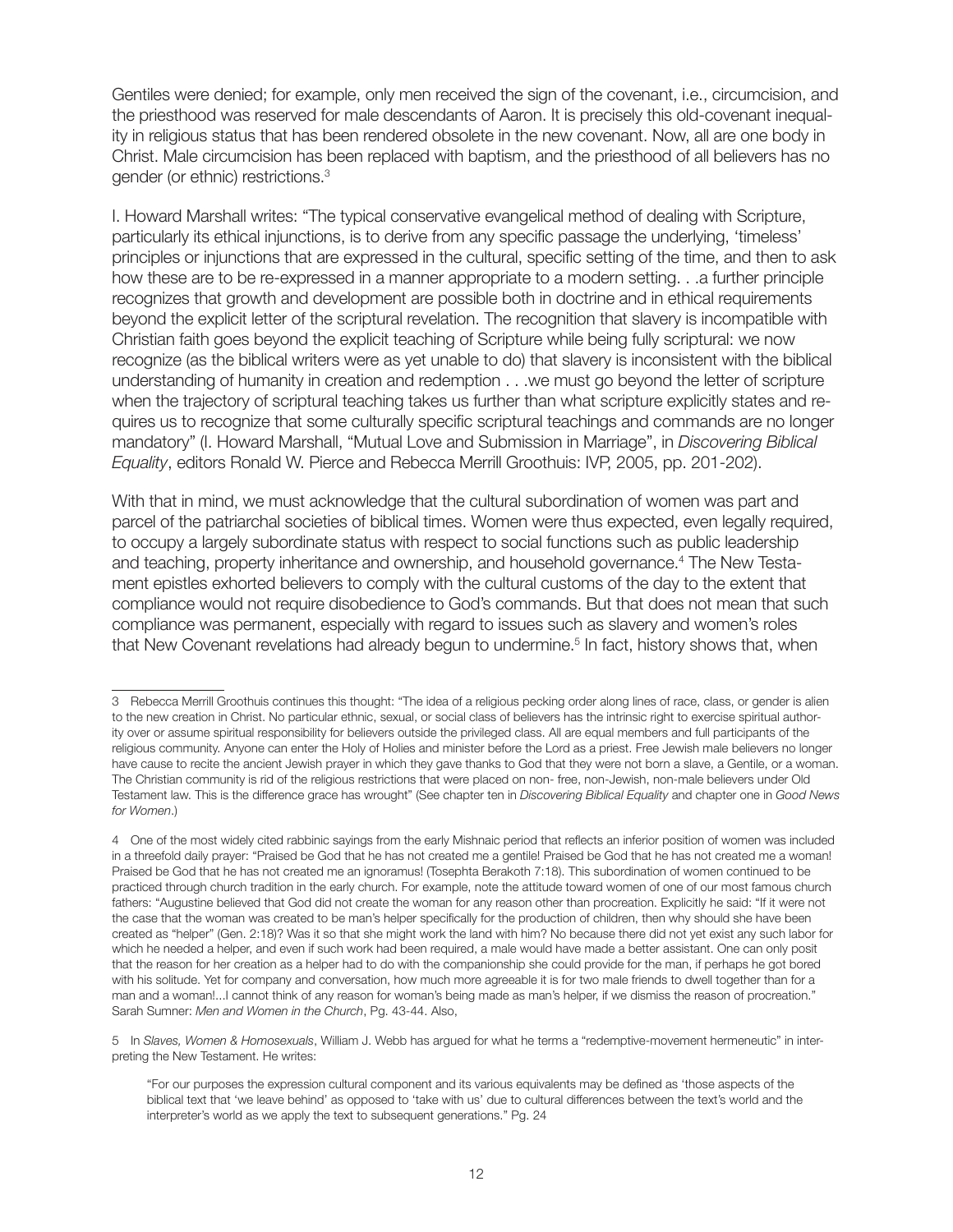Gentiles were denied; for example, only men received the sign of the covenant, i.e., circumcision, and the priesthood was reserved for male descendants of Aaron. It is precisely this old-covenant inequality in religious status that has been rendered obsolete in the new covenant. Now, all are one body in Christ. Male circumcision has been replaced with baptism, and the priesthood of all believers has no gender (or ethnic) restrictions.[3]

I. Howard Marshall writes: "The typical conservative evangelical method of dealing with Scripture, particularly its ethical injunctions, is to derive from any specific passage the underlying, 'timeless' principles or injunctions that are expressed in the cultural, specific setting of the time, and then to ask how these are to be re-expressed in a manner appropriate to a modern setting. . .a further principle recognizes that growth and development are possible both in doctrine and in ethical requirements beyond the explicit letter of the scriptural revelation. The recognition that slavery is incompatible with Christian faith goes beyond the explicit teaching of Scripture while being fully scriptural: we now recognize (as the biblical writers were as yet unable to do) that slavery is inconsistent with the biblical understanding of humanity in creation and redemption . . .we must go beyond the letter of scripture when the trajectory of scriptural teaching takes us further than what scripture explicitly states and requires us to recognize that some culturally specific scriptural teachings and commands are no longer mandatory" (I. Howard Marshall, "Mutual Love and Submission in Marriage", in *Discovering Biblical Equality*, editors Ronald W. Pierce and Rebecca Merrill Groothuis: IVP, 2005, pp. 201-202).

With that in mind, we must acknowledge that the cultural subordination of women was part and parcel of the patriarchal societies of biblical times. Women were thus expected, even legally required, to occupy a largely subordinate status with respect to social functions such as public leadership and teaching, property inheritance and ownership, and household governance.[4] The New Testament epistles exhorted believers to comply with the cultural customs of the day to the extent that compliance would not require disobedience to God's commands. But that does not mean that such compliance was permanent, especially with regard to issues such as slavery and women's roles that New Covenant revelations had already begun to undermine.[5] In fact, history shows that, when

---

3 Rebecca Merrill Groothuis continues this thought: "The idea of a religious pecking order along lines of race, class, or gender is alien to the new creation in Christ. No particular ethnic, sexual, or social class of believers has the intrinsic right to exercise spiritual authority over or assume spiritual responsibility for believers outside the privileged class. All are equal members and full participants of the religious community. Anyone can enter the Holy of Holies and minister before the Lord as a priest. Free Jewish male believers no longer have cause to recite the ancient Jewish prayer in which they gave thanks to God that they were not born a slave, a Gentile, or a woman. The Christian community is rid of the religious restrictions that were placed on non- free, non-Jewish, non-male believers under Old Testament law. This is the difference grace has wrought" (See chapter ten in *Discovering Biblical Equality* and chapter one in *Good News for Women*.)

4 One of the most widely cited rabbinic sayings from the early Mishnaic period that reflects an inferior position of women was included in a threefold daily prayer: "Praised be God that he has not created me a gentile! Praised be God that he has not created me a woman! Praised be God that he has not created me an ignoramus! (Tosephta Berakoth 7:18). This subordination of women continued to be practiced through church tradition in the early church. For example, note the attitude toward women of one of our most famous church fathers: "Augustine believed that God did not create the woman for any reason other than procreation. Explicitly he said: "If it were not the case that the woman was created to be man's helper specifically for the production of children, then why should she have been created as "helper" (Gen. 2:18)? Was it so that she might work the land with him? No because there did not yet exist any such labor for which he needed a helper, and even if such work had been required, a male would have made a better assistant. One can only posit that the reason for her creation as a helper had to do with the companionship she could provide for the man, if perhaps he got bored with his solitude. Yet for company and conversation, how much more agreeable it is for two male friends to dwell together than for a man and a woman!...I cannot think of any reason for woman's being made as man's helper, if we dismiss the reason of procreation." Sarah Sumner: *Men and Women in the Church*, Pg. 43-44. Also,

5 In *Slaves, Women & Homosexuals*, William J. Webb has argued for what he terms a "redemptive-movement hermeneutic" in interpreting the New Testament. He writes:

> "For our purposes the expression cultural component and its various equivalents may be defined as 'those aspects of the biblical text that 'we leave behind' as opposed to 'take with us' due to cultural differences between the text's world and the interpreter's world as we apply the text to subsequent generations." Pg. 24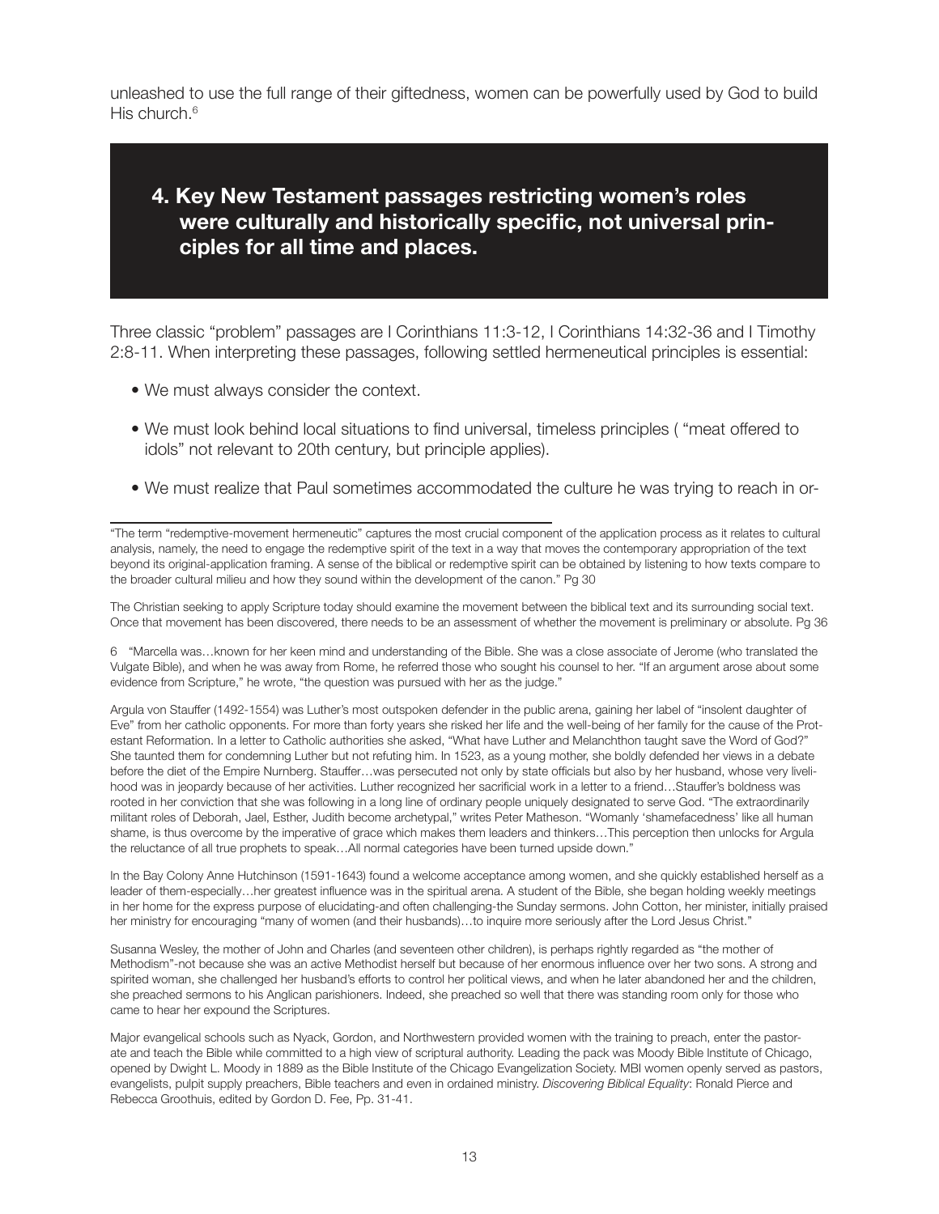unleashed to use the full range of their giftedness, women can be powerfully used by God to build His church.[6]

## 4. Key New Testament passages restricting women's roles were culturally and historically specific, not universal principles for all time and places.

Three classic "problem" passages are I Corinthians 11:3-12, I Corinthians 14:32-36 and I Timothy 2:8-11. When interpreting these passages, following settled hermeneutical principles is essential:

- We must always consider the context.
- We must look behind local situations to find universal, timeless principles ( "meat offered to idols" not relevant to 20th century, but principle applies).
- We must realize that Paul sometimes accommodated the culture he was trying to reach in or-

---

"The term "redemptive-movement hermeneutic" captures the most crucial component of the application process as it relates to cultural analysis, namely, the need to engage the redemptive spirit of the text in a way that moves the contemporary appropriation of the text beyond its original-application framing. A sense of the biblical or redemptive spirit can be obtained by listening to how texts compare to the broader cultural milieu and how they sound within the development of the canon." Pg 30

The Christian seeking to apply Scripture today should examine the movement between the biblical text and its surrounding social text. Once that movement has been discovered, there needs to be an assessment of whether the movement is preliminary or absolute. Pg 36

6 "Marcella was…known for her keen mind and understanding of the Bible. She was a close associate of Jerome (who translated the Vulgate Bible), and when he was away from Rome, he referred those who sought his counsel to her. "If an argument arose about some evidence from Scripture," he wrote, "the question was pursued with her as the judge."

Argula von Stauffer (1492-1554) was Luther's most outspoken defender in the public arena, gaining her label of "insolent daughter of Eve" from her catholic opponents. For more than forty years she risked her life and the well-being of her family for the cause of the Protestant Reformation. In a letter to Catholic authorities she asked, "What have Luther and Melanchthon taught save the Word of God?" She taunted them for condemning Luther but not refuting him. In 1523, as a young mother, she boldly defended her views in a debate before the diet of the Empire Nurnberg. Stauffer…was persecuted not only by state officials but also by her husband, whose very livelihood was in jeopardy because of her activities. Luther recognized her sacrificial work in a letter to a friend…Stauffer's boldness was rooted in her conviction that she was following in a long line of ordinary people uniquely designated to serve God. "The extraordinarily militant roles of Deborah, Jael, Esther, Judith become archetypal," writes Peter Matheson. "Womanly 'shamefacedness' like all human shame, is thus overcome by the imperative of grace which makes them leaders and thinkers…This perception then unlocks for Argula the reluctance of all true prophets to speak…All normal categories have been turned upside down."

In the Bay Colony Anne Hutchinson (1591-1643) found a welcome acceptance among women, and she quickly established herself as a leader of them-especially…her greatest influence was in the spiritual arena. A student of the Bible, she began holding weekly meetings in her home for the express purpose of elucidating-and often challenging-the Sunday sermons. John Cotton, her minister, initially praised her ministry for encouraging "many of women (and their husbands)…to inquire more seriously after the Lord Jesus Christ."

Susanna Wesley, the mother of John and Charles (and seventeen other children), is perhaps rightly regarded as "the mother of Methodism"-not because she was an active Methodist herself but because of her enormous influence over her two sons. A strong and spirited woman, she challenged her husband's efforts to control her political views, and when he later abandoned her and the children, she preached sermons to his Anglican parishioners. Indeed, she preached so well that there was standing room only for those who came to hear her expound the Scriptures.

Major evangelical schools such as Nyack, Gordon, and Northwestern provided women with the training to preach, enter the pastorate and teach the Bible while committed to a high view of scriptural authority. Leading the pack was Moody Bible Institute of Chicago, opened by Dwight L. Moody in 1889 as the Bible Institute of the Chicago Evangelization Society. MBI women openly served as pastors, evangelists, pulpit supply preachers, Bible teachers and even in ordained ministry. *Discovering Biblical Equality*: Ronald Pierce and Rebecca Groothuis, edited by Gordon D. Fee, Pp. 31-41.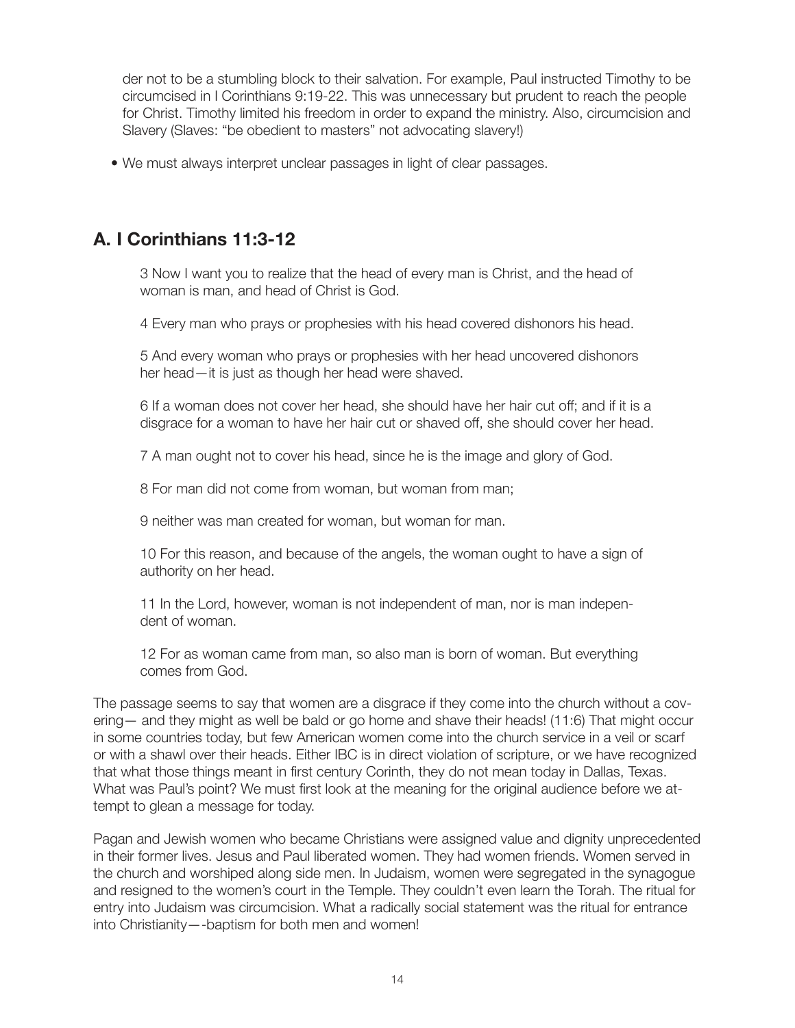der not to be a stumbling block to their salvation. For example, Paul instructed Timothy to be circumcised in I Corinthians 9:19-22. This was unnecessary but prudent to reach the people for Christ. Timothy limited his freedom in order to expand the ministry. Also, circumcision and Slavery (Slaves: "be obedient to masters" not advocating slavery!)

- We must always interpret unclear passages in light of clear passages.

## A. I Corinthians 11:3-12

3 Now I want you to realize that the head of every man is Christ, and the head of woman is man, and head of Christ is God.

4 Every man who prays or prophesies with his head covered dishonors his head.

5 And every woman who prays or prophesies with her head uncovered dishonors her head—it is just as though her head were shaved.

6 If a woman does not cover her head, she should have her hair cut off; and if it is a disgrace for a woman to have her hair cut or shaved off, she should cover her head.

7 A man ought not to cover his head, since he is the image and glory of God.

8 For man did not come from woman, but woman from man;

9 neither was man created for woman, but woman for man.

10 For this reason, and because of the angels, the woman ought to have a sign of authority on her head.

11 In the Lord, however, woman is not independent of man, nor is man independent of woman.

12 For as woman came from man, so also man is born of woman. But everything comes from God.

The passage seems to say that women are a disgrace if they come into the church without a covering— and they might as well be bald or go home and shave their heads! (11:6) That might occur in some countries today, but few American women come into the church service in a veil or scarf or with a shawl over their heads. Either IBC is in direct violation of scripture, or we have recognized that what those things meant in first century Corinth, they do not mean today in Dallas, Texas. What was Paul's point? We must first look at the meaning for the original audience before we attempt to glean a message for today.

Pagan and Jewish women who became Christians were assigned value and dignity unprecedented in their former lives. Jesus and Paul liberated women. They had women friends. Women served in the church and worshiped along side men. In Judaism, women were segregated in the synagogue and resigned to the women's court in the Temple. They couldn't even learn the Torah. The ritual for entry into Judaism was circumcision. What a radically social statement was the ritual for entrance into Christianity—-baptism for both men and women!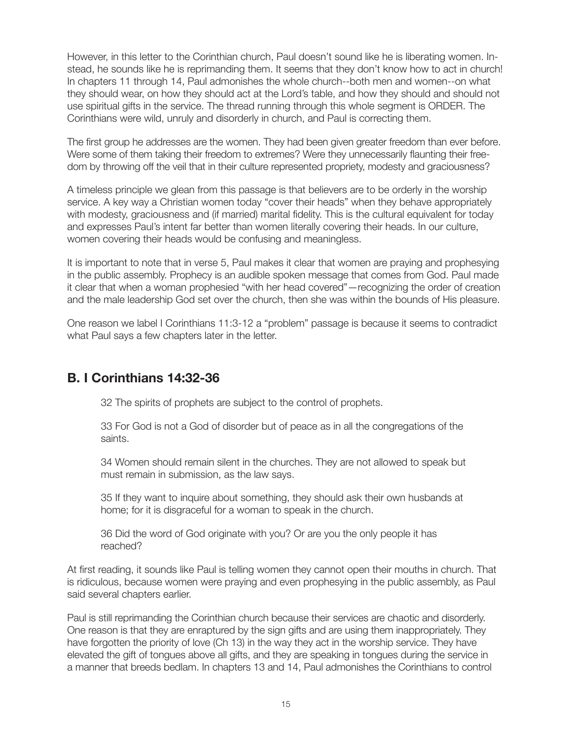However, in this letter to the Corinthian church, Paul doesn't sound like he is liberating women. Instead, he sounds like he is reprimanding them. It seems that they don't know how to act in church! In chapters 11 through 14, Paul admonishes the whole church--both men and women--on what they should wear, on how they should act at the Lord's table, and how they should and should not use spiritual gifts in the service. The thread running through this whole segment is ORDER. The Corinthians were wild, unruly and disorderly in church, and Paul is correcting them.

The first group he addresses are the women. They had been given greater freedom than ever before. Were some of them taking their freedom to extremes? Were they unnecessarily flaunting their freedom by throwing off the veil that in their culture represented propriety, modesty and graciousness?

A timeless principle we glean from this passage is that believers are to be orderly in the worship service. A key way a Christian women today "cover their heads" when they behave appropriately with modesty, graciousness and (if married) marital fidelity. This is the cultural equivalent for today and expresses Paul's intent far better than women literally covering their heads. In our culture, women covering their heads would be confusing and meaningless.

It is important to note that in verse 5, Paul makes it clear that women are praying and prophesying in the public assembly. Prophecy is an audible spoken message that comes from God. Paul made it clear that when a woman prophesied "with her head covered"—recognizing the order of creation and the male leadership God set over the church, then she was within the bounds of His pleasure.

One reason we label I Corinthians 11:3-12 a "problem" passage is because it seems to contradict what Paul says a few chapters later in the letter.

## B. I Corinthians 14:32-36

> 32 The spirits of prophets are subject to the control of prophets.
>
> 33 For God is not a God of disorder but of peace as in all the congregations of the saints.
>
> 34 Women should remain silent in the churches. They are not allowed to speak but must remain in submission, as the law says.
>
> 35 If they want to inquire about something, they should ask their own husbands at home; for it is disgraceful for a woman to speak in the church.
>
> 36 Did the word of God originate with you? Or are you the only people it has reached?

At first reading, it sounds like Paul is telling women they cannot open their mouths in church. That is ridiculous, because women were praying and even prophesying in the public assembly, as Paul said several chapters earlier.

Paul is still reprimanding the Corinthian church because their services are chaotic and disorderly. One reason is that they are enraptured by the sign gifts and are using them inappropriately. They have forgotten the priority of love (Ch 13) in the way they act in the worship service. They have elevated the gift of tongues above all gifts, and they are speaking in tongues during the service in a manner that breeds bedlam. In chapters 13 and 14, Paul admonishes the Corinthians to control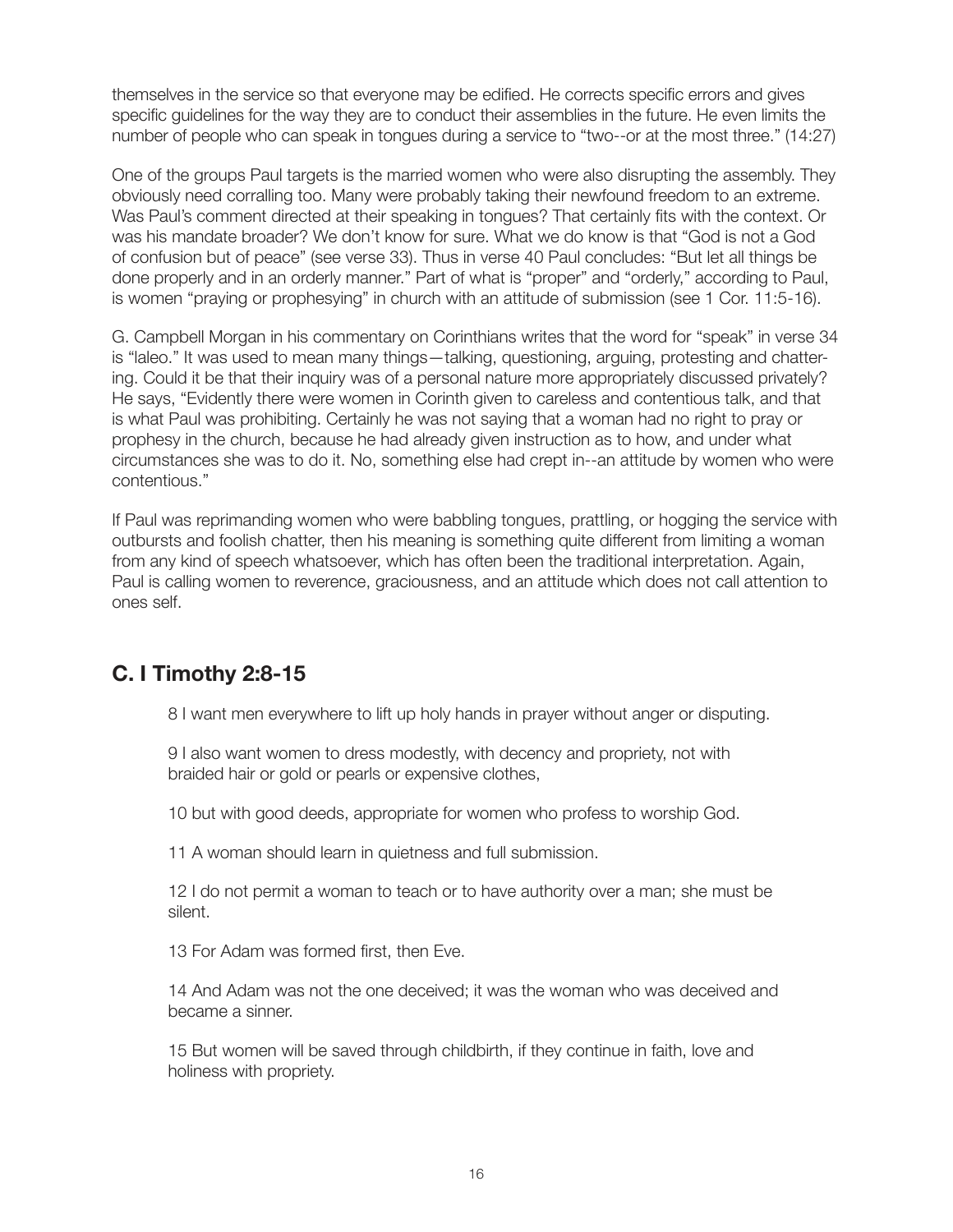themselves in the service so that everyone may be edified. He corrects specific errors and gives specific guidelines for the way they are to conduct their assemblies in the future. He even limits the number of people who can speak in tongues during a service to "two--or at the most three." (14:27)

One of the groups Paul targets is the married women who were also disrupting the assembly. They obviously need corralling too. Many were probably taking their newfound freedom to an extreme. Was Paul's comment directed at their speaking in tongues? That certainly fits with the context. Or was his mandate broader? We don't know for sure. What we do know is that "God is not a God of confusion but of peace" (see verse 33). Thus in verse 40 Paul concludes: "But let all things be done properly and in an orderly manner." Part of what is "proper" and "orderly," according to Paul, is women "praying or prophesying" in church with an attitude of submission (see 1 Cor. 11:5-16).

G. Campbell Morgan in his commentary on Corinthians writes that the word for "speak" in verse 34 is "laleo." It was used to mean many things—talking, questioning, arguing, protesting and chattering. Could it be that their inquiry was of a personal nature more appropriately discussed privately? He says, "Evidently there were women in Corinth given to careless and contentious talk, and that is what Paul was prohibiting. Certainly he was not saying that a woman had no right to pray or prophesy in the church, because he had already given instruction as to how, and under what circumstances she was to do it. No, something else had crept in--an attitude by women who were contentious."

If Paul was reprimanding women who were babbling tongues, prattling, or hogging the service with outbursts and foolish chatter, then his meaning is something quite different from limiting a woman from any kind of speech whatsoever, which has often been the traditional interpretation. Again, Paul is calling women to reverence, graciousness, and an attitude which does not call attention to ones self.

## C. I Timothy 2:8-15

> 8 I want men everywhere to lift up holy hands in prayer without anger or disputing.
>
> 9 I also want women to dress modestly, with decency and propriety, not with braided hair or gold or pearls or expensive clothes,
>
> 10 but with good deeds, appropriate for women who profess to worship God.
>
> 11 A woman should learn in quietness and full submission.
>
> 12 I do not permit a woman to teach or to have authority over a man; she must be silent.
>
> 13 For Adam was formed first, then Eve.
>
> 14 And Adam was not the one deceived; it was the woman who was deceived and became a sinner.
>
> 15 But women will be saved through childbirth, if they continue in faith, love and holiness with propriety.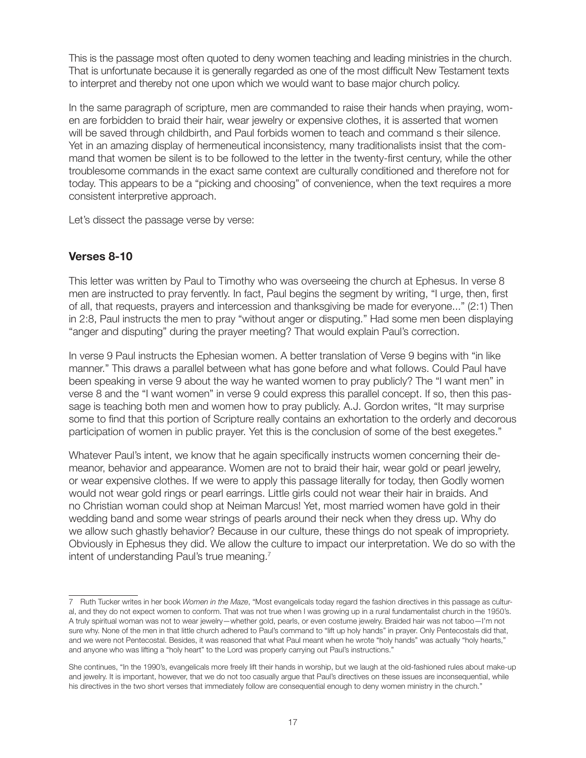This is the passage most often quoted to deny women teaching and leading ministries in the church. That is unfortunate because it is generally regarded as one of the most difficult New Testament texts to interpret and thereby not one upon which we would want to base major church policy.

In the same paragraph of scripture, men are commanded to raise their hands when praying, women are forbidden to braid their hair, wear jewelry or expensive clothes, it is asserted that women will be saved through childbirth, and Paul forbids women to teach and command s their silence. Yet in an amazing display of hermeneutical inconsistency, many traditionalists insist that the command that women be silent is to be followed to the letter in the twenty-first century, while the other troublesome commands in the exact same context are culturally conditioned and therefore not for today. This appears to be a "picking and choosing" of convenience, when the text requires a more consistent interpretive approach.

Let's dissect the passage verse by verse:

### Verses 8-10

This letter was written by Paul to Timothy who was overseeing the church at Ephesus. In verse 8 men are instructed to pray fervently. In fact, Paul begins the segment by writing, "I urge, then, first of all, that requests, prayers and intercession and thanksgiving be made for everyone..." (2:1) Then in 2:8, Paul instructs the men to pray "without anger or disputing." Had some men been displaying "anger and disputing" during the prayer meeting? That would explain Paul's correction.

In verse 9 Paul instructs the Ephesian women. A better translation of Verse 9 begins with "in like manner." This draws a parallel between what has gone before and what follows. Could Paul have been speaking in verse 9 about the way he wanted women to pray publicly? The "I want men" in verse 8 and the "I want women" in verse 9 could express this parallel concept. If so, then this passage is teaching both men and women how to pray publicly. A.J. Gordon writes, "It may surprise some to find that this portion of Scripture really contains an exhortation to the orderly and decorous participation of women in public prayer. Yet this is the conclusion of some of the best exegetes."

Whatever Paul's intent, we know that he again specifically instructs women concerning their demeanor, behavior and appearance. Women are not to braid their hair, wear gold or pearl jewelry, or wear expensive clothes. If we were to apply this passage literally for today, then Godly women would not wear gold rings or pearl earrings. Little girls could not wear their hair in braids. And no Christian woman could shop at Neiman Marcus! Yet, most married women have gold in their wedding band and some wear strings of pearls around their neck when they dress up. Why do we allow such ghastly behavior? Because in our culture, these things do not speak of impropriety. Obviously in Ephesus they did. We allow the culture to impact our interpretation. We do so with the intent of understanding Paul's true meaning.[7]

---

7 Ruth Tucker writes in her book *Women in the Maze*, "Most evangelicals today regard the fashion directives in this passage as cultural, and they do not expect women to conform. That was not true when I was growing up in a rural fundamentalist church in the 1950's. A truly spiritual woman was not to wear jewelry—whether gold, pearls, or even costume jewelry. Braided hair was not taboo—I'm not sure why. None of the men in that little church adhered to Paul's command to "lift up holy hands" in prayer. Only Pentecostals did that, and we were not Pentecostal. Besides, it was reasoned that what Paul meant when he wrote "holy hands" was actually "holy hearts," and anyone who was lifting a "holy heart" to the Lord was properly carrying out Paul's instructions."

She continues, "In the 1990's, evangelicals more freely lift their hands in worship, but we laugh at the old-fashioned rules about make-up and jewelry. It is important, however, that we do not too casually argue that Paul's directives on these issues are inconsequential, while his directives in the two short verses that immediately follow are consequential enough to deny women ministry in the church."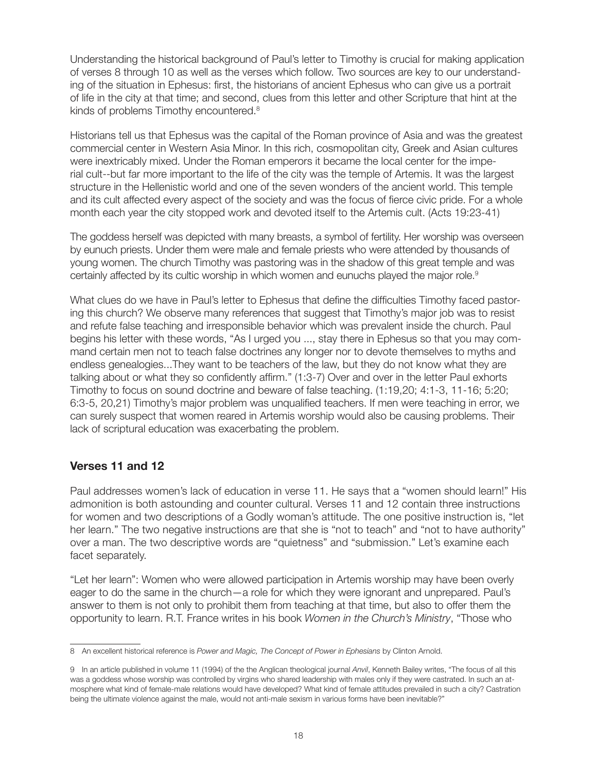Understanding the historical background of Paul's letter to Timothy is crucial for making application of verses 8 through 10 as well as the verses which follow. Two sources are key to our understanding of the situation in Ephesus: first, the historians of ancient Ephesus who can give us a portrait of life in the city at that time; and second, clues from this letter and other Scripture that hint at the kinds of problems Timothy encountered.[8]

Historians tell us that Ephesus was the capital of the Roman province of Asia and was the greatest commercial center in Western Asia Minor. In this rich, cosmopolitan city, Greek and Asian cultures were inextricably mixed. Under the Roman emperors it became the local center for the imperial cult--but far more important to the life of the city was the temple of Artemis. It was the largest structure in the Hellenistic world and one of the seven wonders of the ancient world. This temple and its cult affected every aspect of the society and was the focus of fierce civic pride. For a whole month each year the city stopped work and devoted itself to the Artemis cult. (Acts 19:23-41)

The goddess herself was depicted with many breasts, a symbol of fertility. Her worship was overseen by eunuch priests. Under them were male and female priests who were attended by thousands of young women. The church Timothy was pastoring was in the shadow of this great temple and was certainly affected by its cultic worship in which women and eunuchs played the major role.[9]

What clues do we have in Paul's letter to Ephesus that define the difficulties Timothy faced pastoring this church? We observe many references that suggest that Timothy's major job was to resist and refute false teaching and irresponsible behavior which was prevalent inside the church. Paul begins his letter with these words, "As I urged you ..., stay there in Ephesus so that you may command certain men not to teach false doctrines any longer nor to devote themselves to myths and endless genealogies...They want to be teachers of the law, but they do not know what they are talking about or what they so confidently affirm." (1:3-7) Over and over in the letter Paul exhorts Timothy to focus on sound doctrine and beware of false teaching. (1:19,20; 4:1-3, 11-16; 5:20; 6:3-5, 20,21) Timothy's major problem was unqualified teachers. If men were teaching in error, we can surely suspect that women reared in Artemis worship would also be causing problems. Their lack of scriptural education was exacerbating the problem.

## Verses 11 and 12

Paul addresses women's lack of education in verse 11. He says that a "women should learn!" His admonition is both astounding and counter cultural. Verses 11 and 12 contain three instructions for women and two descriptions of a Godly woman's attitude. The one positive instruction is, "let her learn." The two negative instructions are that she is "not to teach" and "not to have authority" over a man. The two descriptive words are "quietness" and "submission." Let's examine each facet separately.

"Let her learn": Women who were allowed participation in Artemis worship may have been overly eager to do the same in the church—a role for which they were ignorant and unprepared. Paul's answer to them is not only to prohibit them from teaching at that time, but also to offer them the opportunity to learn. R.T. France writes in his book *Women in the Church's Ministry*, "Those who

---

8 An excellent historical reference is *Power and Magic, The Concept of Power in Ephesians* by Clinton Arnold.

9 In an article published in volume 11 (1994) of the the Anglican theological journal *Anvil*, Kenneth Bailey writes, "The focus of all this was a goddess whose worship was controlled by virgins who shared leadership with males only if they were castrated. In such an atmosphere what kind of female-male relations would have developed? What kind of female attitudes prevailed in such a city? Castration being the ultimate violence against the male, would not anti-male sexism in various forms have been inevitable?"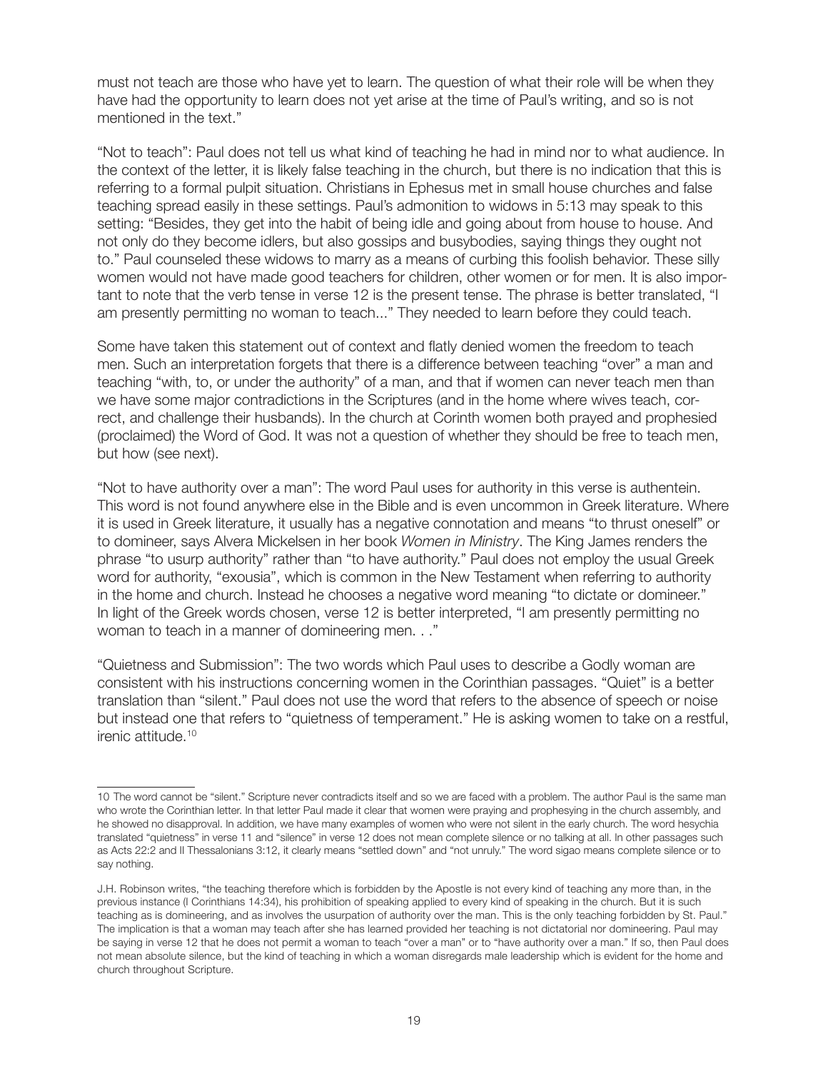must not teach are those who have yet to learn. The question of what their role will be when they have had the opportunity to learn does not yet arise at the time of Paul's writing, and so is not mentioned in the text."

"Not to teach": Paul does not tell us what kind of teaching he had in mind nor to what audience. In the context of the letter, it is likely false teaching in the church, but there is no indication that this is referring to a formal pulpit situation. Christians in Ephesus met in small house churches and false teaching spread easily in these settings. Paul's admonition to widows in 5:13 may speak to this setting: "Besides, they get into the habit of being idle and going about from house to house. And not only do they become idlers, but also gossips and busybodies, saying things they ought not to." Paul counseled these widows to marry as a means of curbing this foolish behavior. These silly women would not have made good teachers for children, other women or for men. It is also important to note that the verb tense in verse 12 is the present tense. The phrase is better translated, "I am presently permitting no woman to teach..." They needed to learn before they could teach.

Some have taken this statement out of context and flatly denied women the freedom to teach men. Such an interpretation forgets that there is a difference between teaching "over" a man and teaching "with, to, or under the authority" of a man, and that if women can never teach men than we have some major contradictions in the Scriptures (and in the home where wives teach, correct, and challenge their husbands). In the church at Corinth women both prayed and prophesied (proclaimed) the Word of God. It was not a question of whether they should be free to teach men, but how (see next).

"Not to have authority over a man": The word Paul uses for authority in this verse is authentein. This word is not found anywhere else in the Bible and is even uncommon in Greek literature. Where it is used in Greek literature, it usually has a negative connotation and means "to thrust oneself" or to domineer, says Alvera Mickelsen in her book *Women in Ministry*. The King James renders the phrase "to usurp authority" rather than "to have authority." Paul does not employ the usual Greek word for authority, "exousia", which is common in the New Testament when referring to authority in the home and church. Instead he chooses a negative word meaning "to dictate or domineer." In light of the Greek words chosen, verse 12 is better interpreted, "I am presently permitting no woman to teach in a manner of domineering men. . ."

"Quietness and Submission": The two words which Paul uses to describe a Godly woman are consistent with his instructions concerning women in the Corinthian passages. "Quiet" is a better translation than "silent." Paul does not use the word that refers to the absence of speech or noise but instead one that refers to "quietness of temperament." He is asking women to take on a restful, irenic attitude.[10]

---

10 The word cannot be "silent." Scripture never contradicts itself and so we are faced with a problem. The author Paul is the same man who wrote the Corinthian letter. In that letter Paul made it clear that women were praying and prophesying in the church assembly, and he showed no disapproval. In addition, we have many examples of women who were not silent in the early church. The word hesychia translated "quietness" in verse 11 and "silence" in verse 12 does not mean complete silence or no talking at all. In other passages such as Acts 22:2 and II Thessalonians 3:12, it clearly means "settled down" and "not unruly." The word sigao means complete silence or to say nothing.

J.H. Robinson writes, "the teaching therefore which is forbidden by the Apostle is not every kind of teaching any more than, in the previous instance (I Corinthians 14:34), his prohibition of speaking applied to every kind of speaking in the church. But it is such teaching as is domineering, and as involves the usurpation of authority over the man. This is the only teaching forbidden by St. Paul." The implication is that a woman may teach after she has learned provided her teaching is not dictatorial nor domineering. Paul may be saying in verse 12 that he does not permit a woman to teach "over a man" or to "have authority over a man." If so, then Paul does not mean absolute silence, but the kind of teaching in which a woman disregards male leadership which is evident for the home and church throughout Scripture.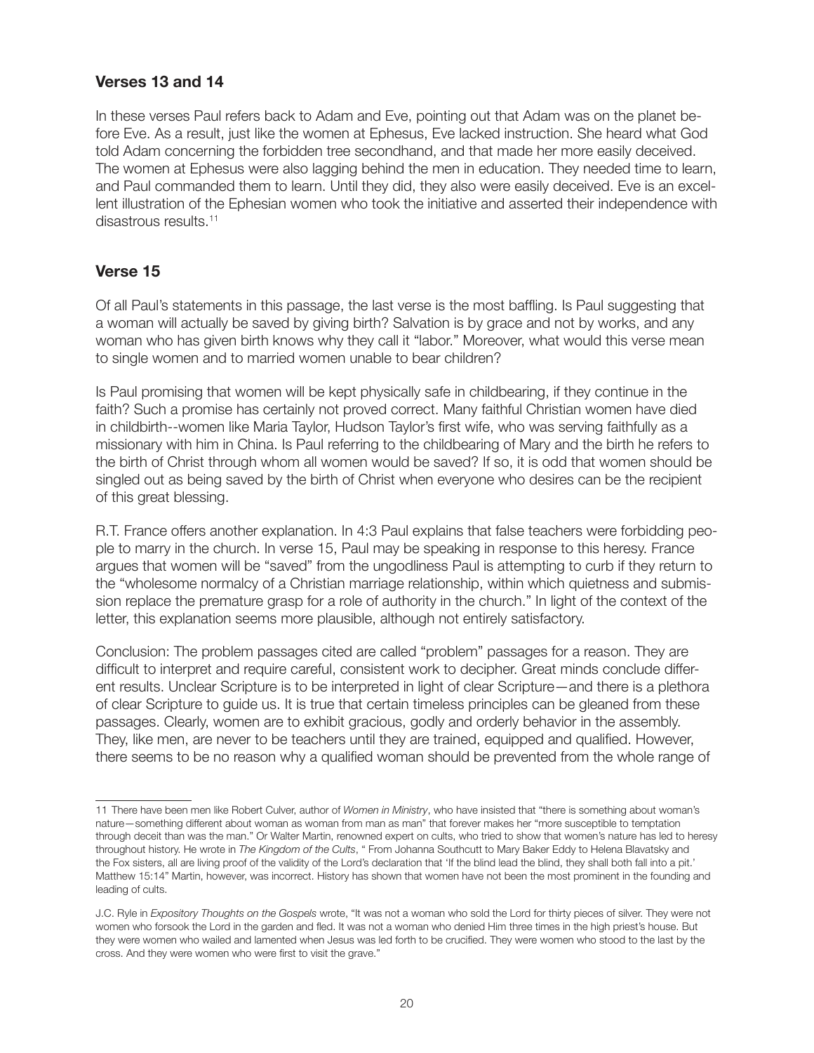## Verses 13 and 14

In these verses Paul refers back to Adam and Eve, pointing out that Adam was on the planet before Eve. As a result, just like the women at Ephesus, Eve lacked instruction. She heard what God told Adam concerning the forbidden tree secondhand, and that made her more easily deceived. The women at Ephesus were also lagging behind the men in education. They needed time to learn, and Paul commanded them to learn. Until they did, they also were easily deceived. Eve is an excellent illustration of the Ephesian women who took the initiative and asserted their independence with disastrous results.[11]

## Verse 15

Of all Paul's statements in this passage, the last verse is the most baffling. Is Paul suggesting that a woman will actually be saved by giving birth? Salvation is by grace and not by works, and any woman who has given birth knows why they call it "labor." Moreover, what would this verse mean to single women and to married women unable to bear children?

Is Paul promising that women will be kept physically safe in childbearing, if they continue in the faith? Such a promise has certainly not proved correct. Many faithful Christian women have died in childbirth--women like Maria Taylor, Hudson Taylor's first wife, who was serving faithfully as a missionary with him in China. Is Paul referring to the childbearing of Mary and the birth he refers to the birth of Christ through whom all women would be saved? If so, it is odd that women should be singled out as being saved by the birth of Christ when everyone who desires can be the recipient of this great blessing.

R.T. France offers another explanation. In 4:3 Paul explains that false teachers were forbidding people to marry in the church. In verse 15, Paul may be speaking in response to this heresy. France argues that women will be "saved" from the ungodliness Paul is attempting to curb if they return to the "wholesome normalcy of a Christian marriage relationship, within which quietness and submission replace the premature grasp for a role of authority in the church." In light of the context of the letter, this explanation seems more plausible, although not entirely satisfactory.

Conclusion: The problem passages cited are called "problem" passages for a reason. They are difficult to interpret and require careful, consistent work to decipher. Great minds conclude different results. Unclear Scripture is to be interpreted in light of clear Scripture—and there is a plethora of clear Scripture to guide us. It is true that certain timeless principles can be gleaned from these passages. Clearly, women are to exhibit gracious, godly and orderly behavior in the assembly. They, like men, are never to be teachers until they are trained, equipped and qualified. However, there seems to be no reason why a qualified woman should be prevented from the whole range of

---

[11] There have been men like Robert Culver, author of *Women in Ministry*, who have insisted that "there is something about woman's nature—something different about woman as woman from man as man" that forever makes her "more susceptible to temptation through deceit than was the man." Or Walter Martin, renowned expert on cults, who tried to show that women's nature has led to heresy throughout history. He wrote in *The Kingdom of the Cults*, " From Johanna Southcutt to Mary Baker Eddy to Helena Blavatsky and the Fox sisters, all are living proof of the validity of the Lord's declaration that 'If the blind lead the blind, they shall both fall into a pit.' Matthew 15:14" Martin, however, was incorrect. History has shown that women have not been the most prominent in the founding and leading of cults.

J.C. Ryle in *Expository Thoughts on the Gospels* wrote, "It was not a woman who sold the Lord for thirty pieces of silver. They were not women who forsook the Lord in the garden and fled. It was not a woman who denied Him three times in the high priest's house. But they were women who wailed and lamented when Jesus was led forth to be crucified. They were women who stood to the last by the cross. And they were women who were first to visit the grave."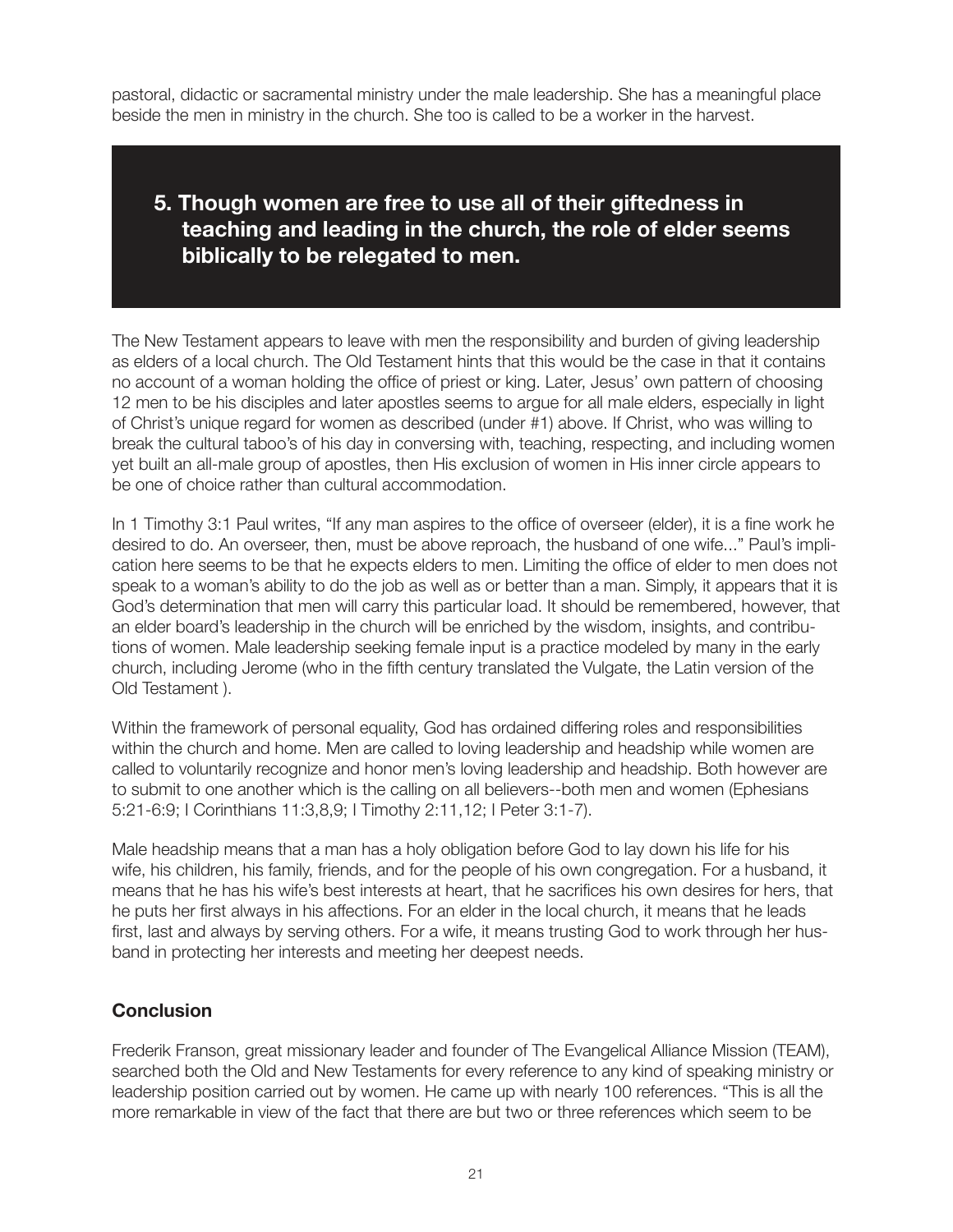pastoral, didactic or sacramental ministry under the male leadership. She has a meaningful place beside the men in ministry in the church. She too is called to be a worker in the harvest.

## 5. Though women are free to use all of their giftedness in teaching and leading in the church, the role of elder seems biblically to be relegated to men.

The New Testament appears to leave with men the responsibility and burden of giving leadership as elders of a local church. The Old Testament hints that this would be the case in that it contains no account of a woman holding the office of priest or king. Later, Jesus' own pattern of choosing 12 men to be his disciples and later apostles seems to argue for all male elders, especially in light of Christ's unique regard for women as described (under #1) above. If Christ, who was willing to break the cultural taboo's of his day in conversing with, teaching, respecting, and including women yet built an all-male group of apostles, then His exclusion of women in His inner circle appears to be one of choice rather than cultural accommodation.

In 1 Timothy 3:1 Paul writes, "If any man aspires to the office of overseer (elder), it is a fine work he desired to do. An overseer, then, must be above reproach, the husband of one wife..." Paul's implication here seems to be that he expects elders to men. Limiting the office of elder to men does not speak to a woman's ability to do the job as well as or better than a man. Simply, it appears that it is God's determination that men will carry this particular load. It should be remembered, however, that an elder board's leadership in the church will be enriched by the wisdom, insights, and contributions of women. Male leadership seeking female input is a practice modeled by many in the early church, including Jerome (who in the fifth century translated the Vulgate, the Latin version of the Old Testament ).

Within the framework of personal equality, God has ordained differing roles and responsibilities within the church and home. Men are called to loving leadership and headship while women are called to voluntarily recognize and honor men's loving leadership and headship. Both however are to submit to one another which is the calling on all believers--both men and women (Ephesians 5:21-6:9; I Corinthians 11:3,8,9; I Timothy 2:11,12; I Peter 3:1-7).

Male headship means that a man has a holy obligation before God to lay down his life for his wife, his children, his family, friends, and for the people of his own congregation. For a husband, it means that he has his wife's best interests at heart, that he sacrifices his own desires for hers, that he puts her first always in his affections. For an elder in the local church, it means that he leads first, last and always by serving others. For a wife, it means trusting God to work through her husband in protecting her interests and meeting her deepest needs.

### Conclusion

Frederik Franson, great missionary leader and founder of The Evangelical Alliance Mission (TEAM), searched both the Old and New Testaments for every reference to any kind of speaking ministry or leadership position carried out by women. He came up with nearly 100 references. "This is all the more remarkable in view of the fact that there are but two or three references which seem to be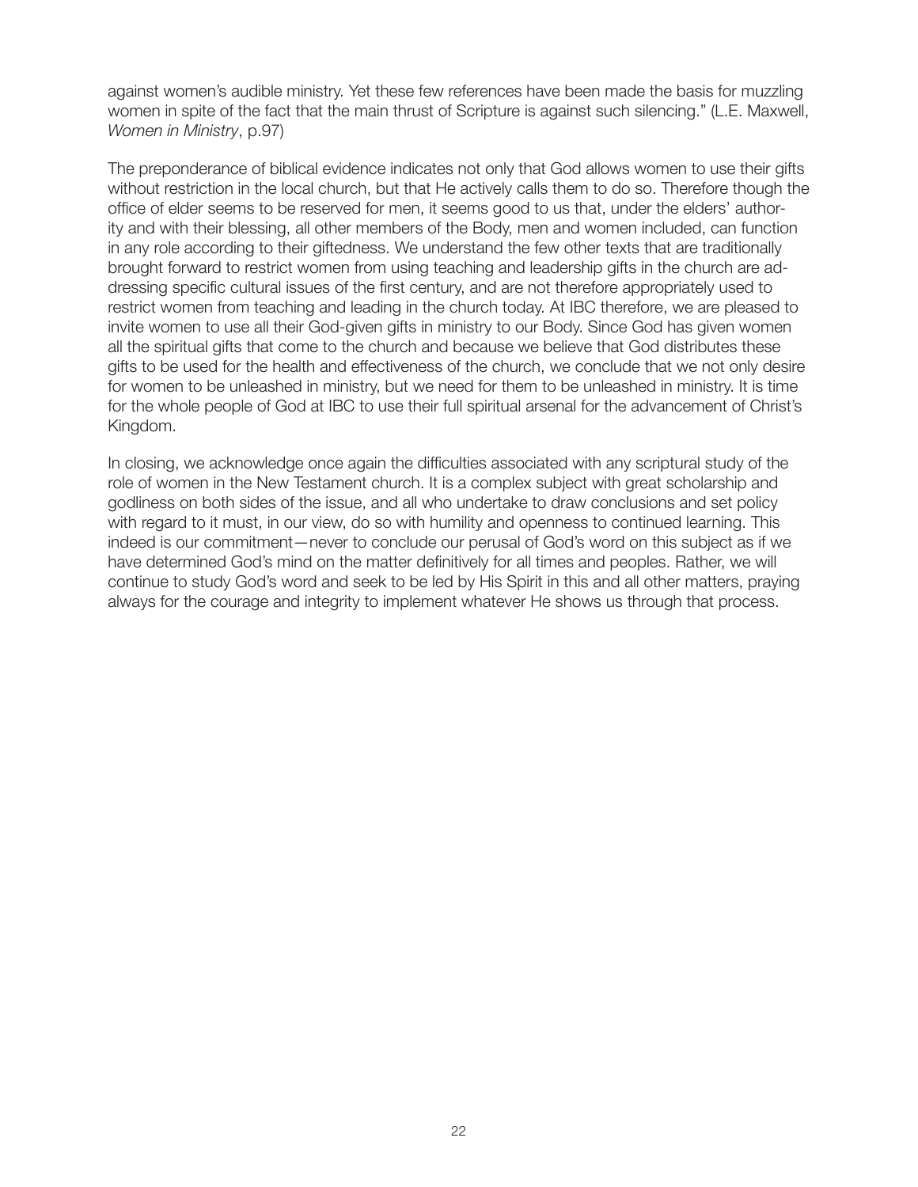against women's audible ministry. Yet these few references have been made the basis for muzzling women in spite of the fact that the main thrust of Scripture is against such silencing." (L.E. Maxwell, *Women in Ministry*, p.97)

The preponderance of biblical evidence indicates not only that God allows women to use their gifts without restriction in the local church, but that He actively calls them to do so. Therefore though the office of elder seems to be reserved for men, it seems good to us that, under the elders' authority and with their blessing, all other members of the Body, men and women included, can function in any role according to their giftedness. We understand the few other texts that are traditionally brought forward to restrict women from using teaching and leadership gifts in the church are addressing specific cultural issues of the first century, and are not therefore appropriately used to restrict women from teaching and leading in the church today. At IBC therefore, we are pleased to invite women to use all their God-given gifts in ministry to our Body. Since God has given women all the spiritual gifts that come to the church and because we believe that God distributes these gifts to be used for the health and effectiveness of the church, we conclude that we not only desire for women to be unleashed in ministry, but we need for them to be unleashed in ministry. It is time for the whole people of God at IBC to use their full spiritual arsenal for the advancement of Christ's Kingdom.

In closing, we acknowledge once again the difficulties associated with any scriptural study of the role of women in the New Testament church. It is a complex subject with great scholarship and godliness on both sides of the issue, and all who undertake to draw conclusions and set policy with regard to it must, in our view, do so with humility and openness to continued learning. This indeed is our commitment—never to conclude our perusal of God's word on this subject as if we have determined God's mind on the matter definitively for all times and peoples. Rather, we will continue to study God's word and seek to be led by His Spirit in this and all other matters, praying always for the courage and integrity to implement whatever He shows us through that process.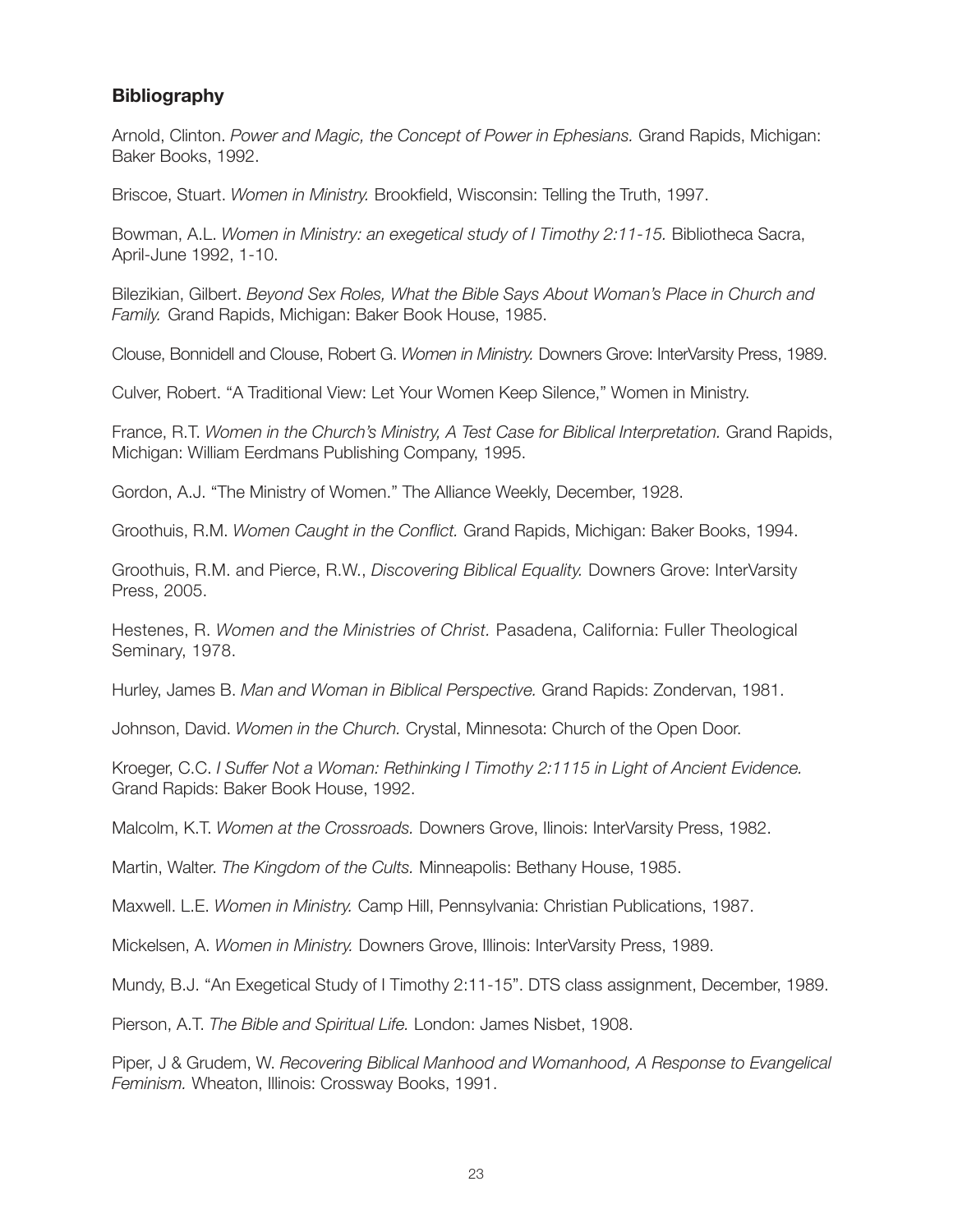### **Bibliography**

Arnold, Clinton. *Power and Magic, the Concept of Power in Ephesians.* Grand Rapids, Michigan: Baker Books, 1992.

Briscoe, Stuart. *Women in Ministry.* Brookfield, Wisconsin: Telling the Truth, 1997.

Bowman, A.L. *Women in Ministry: an exegetical study of I Timothy 2:11-15.* Bibliotheca Sacra, April-June 1992, 1-10.

Bilezikian, Gilbert. *Beyond Sex Roles, What the Bible Says About Woman's Place in Church and Family.* Grand Rapids, Michigan: Baker Book House, 1985.

Clouse, Bonnidell and Clouse, Robert G. *Women in Ministry.* Downers Grove: InterVarsity Press, 1989.

Culver, Robert. "A Traditional View: Let Your Women Keep Silence," Women in Ministry.

France, R.T. *Women in the Church's Ministry, A Test Case for Biblical Interpretation.* Grand Rapids, Michigan: William Eerdmans Publishing Company, 1995.

Gordon, A.J. "The Ministry of Women." The Alliance Weekly, December, 1928.

Groothuis, R.M. *Women Caught in the Conflict.* Grand Rapids, Michigan: Baker Books, 1994.

Groothuis, R.M. and Pierce, R.W., *Discovering Biblical Equality.* Downers Grove: InterVarsity Press, 2005.

Hestenes, R. *Women and the Ministries of Christ.* Pasadena, California: Fuller Theological Seminary, 1978.

Hurley, James B. *Man and Woman in Biblical Perspective.* Grand Rapids: Zondervan, 1981.

Johnson, David. *Women in the Church.* Crystal, Minnesota: Church of the Open Door.

Kroeger, C.C. *I Suffer Not a Woman: Rethinking I Timothy 2:1115 in Light of Ancient Evidence.* Grand Rapids: Baker Book House, 1992.

Malcolm, K.T. *Women at the Crossroads.* Downers Grove, Ilinois: InterVarsity Press, 1982.

Martin, Walter. *The Kingdom of the Cults.* Minneapolis: Bethany House, 1985.

Maxwell. L.E. *Women in Ministry.* Camp Hill, Pennsylvania: Christian Publications, 1987.

Mickelsen, A. *Women in Ministry.* Downers Grove, Illinois: InterVarsity Press, 1989.

Mundy, B.J. "An Exegetical Study of I Timothy 2:11-15". DTS class assignment, December, 1989.

Pierson, A.T. *The Bible and Spiritual Life.* London: James Nisbet, 1908.

Piper, J & Grudem, W. *Recovering Biblical Manhood and Womanhood, A Response to Evangelical Feminism.* Wheaton, Illinois: Crossway Books, 1991.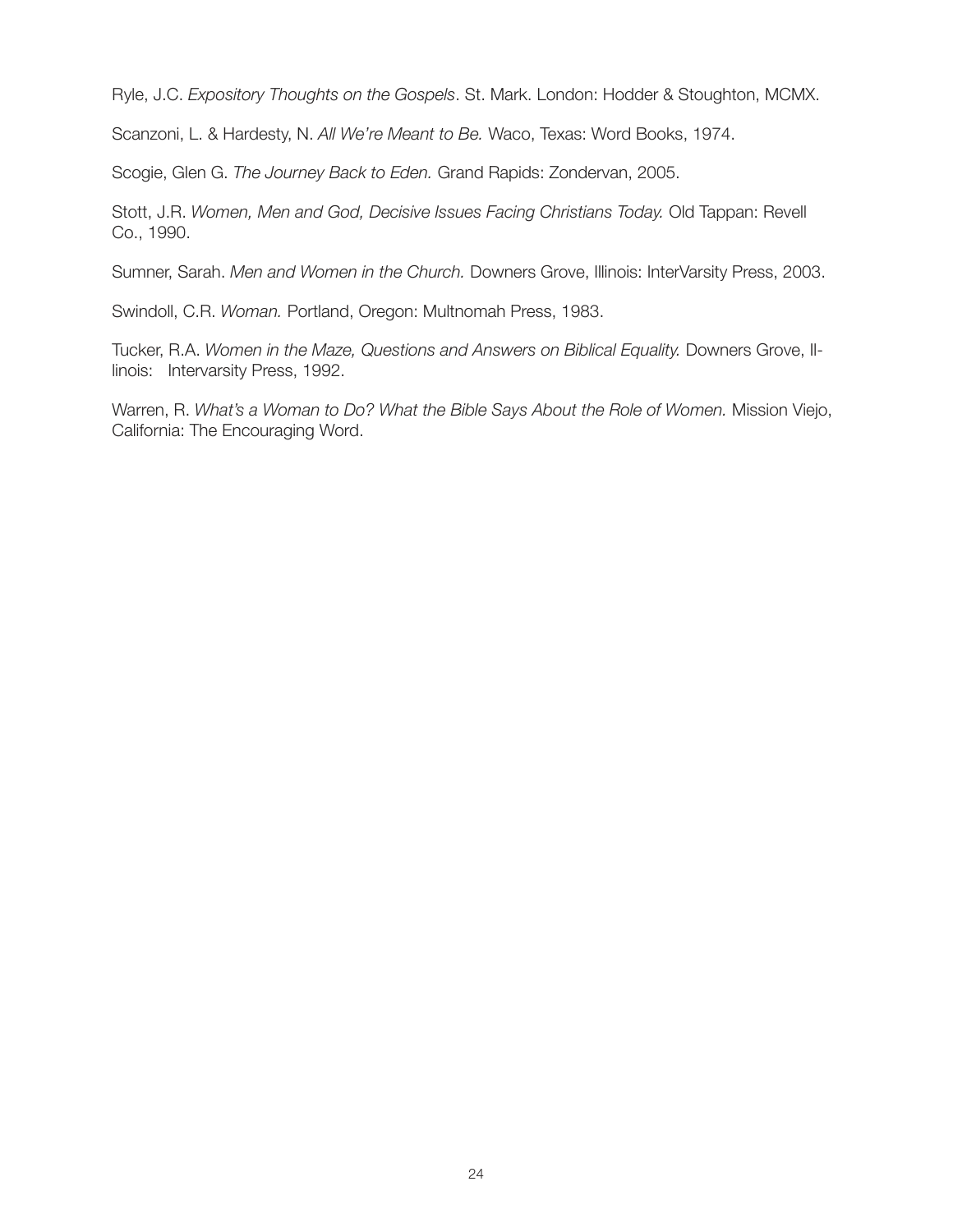Ryle, J.C. *Expository Thoughts on the Gospels*. St. Mark. London: Hodder & Stoughton, MCMX.

Scanzoni, L. & Hardesty, N. *All We're Meant to Be.* Waco, Texas: Word Books, 1974.

Scogie, Glen G. *The Journey Back to Eden.* Grand Rapids: Zondervan, 2005.

Stott, J.R. *Women, Men and God, Decisive Issues Facing Christians Today.* Old Tappan: Revell Co., 1990.

Sumner, Sarah. *Men and Women in the Church.* Downers Grove, Illinois: InterVarsity Press, 2003.

Swindoll, C.R. *Woman.* Portland, Oregon: Multnomah Press, 1983.

Tucker, R.A. *Women in the Maze, Questions and Answers on Biblical Equality.* Downers Grove, Illinois: Intervarsity Press, 1992.

Warren, R. *What's a Woman to Do? What the Bible Says About the Role of Women.* Mission Viejo, California: The Encouraging Word.